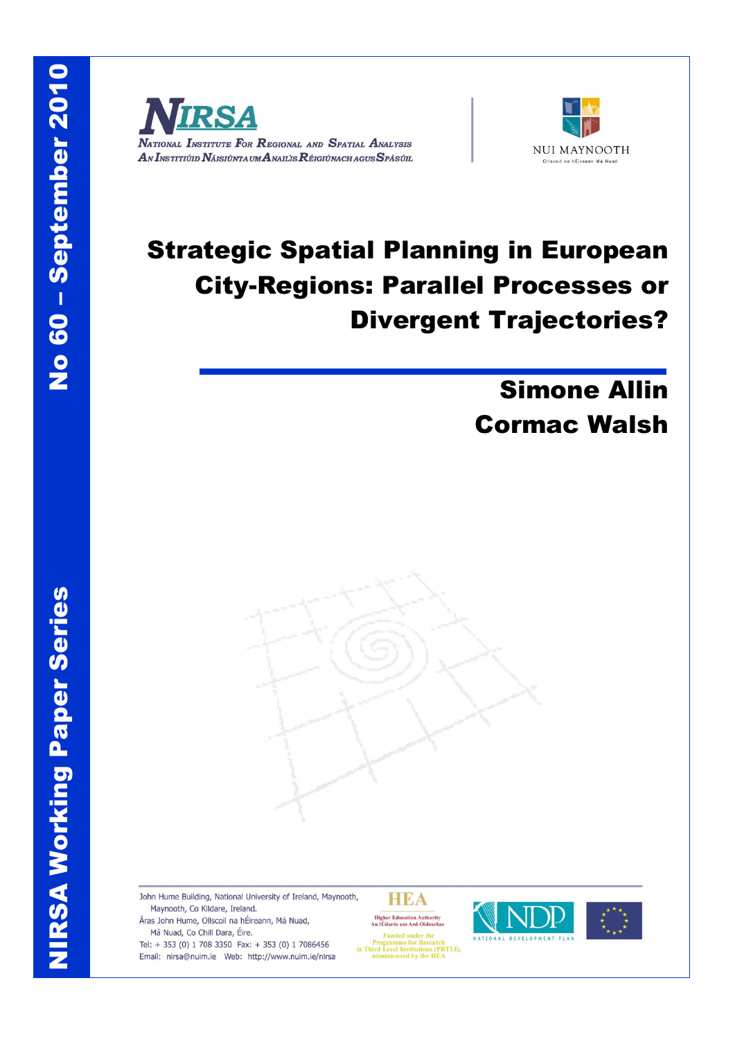NIRSA Working Paper Series

No 60 – September 2010

NIRSA

National Institute For Regional and Spatial Analysis

An Institiúid Náisiúnta um Anailís Réigiúnach agus Spásúil

NUI MAYNOOTH

Ollscoil na hÉireann Má Nuad

# Strategic Spatial Planning in European City-Regions: Parallel Processes or Divergent Trajectories?

**Simone Allin**

**Cormac Walsh**

John Hume Building, National University of Ireland, Maynooth, Maynooth, Co Kildare, Ireland.

Áras John Hume, Ollscoil na hÉireann, Má Nuad, Má Nuad, Co Chill Dara, Éire.

Tel: + 353 (0) 1 708 3350 Fax: + 353 (0) 1 7086456

Email: nirsa@nuim.ie Web: http://www.nuim.ie/nirsa

HEA

Higher Education Authority

An tÚdarás um Ard-Oideachas

Funded under the Programme for Research in Third Level Institutions (PRTLI), administered by the HEA

NDP

NATIONAL DEVELOPMENT PLAN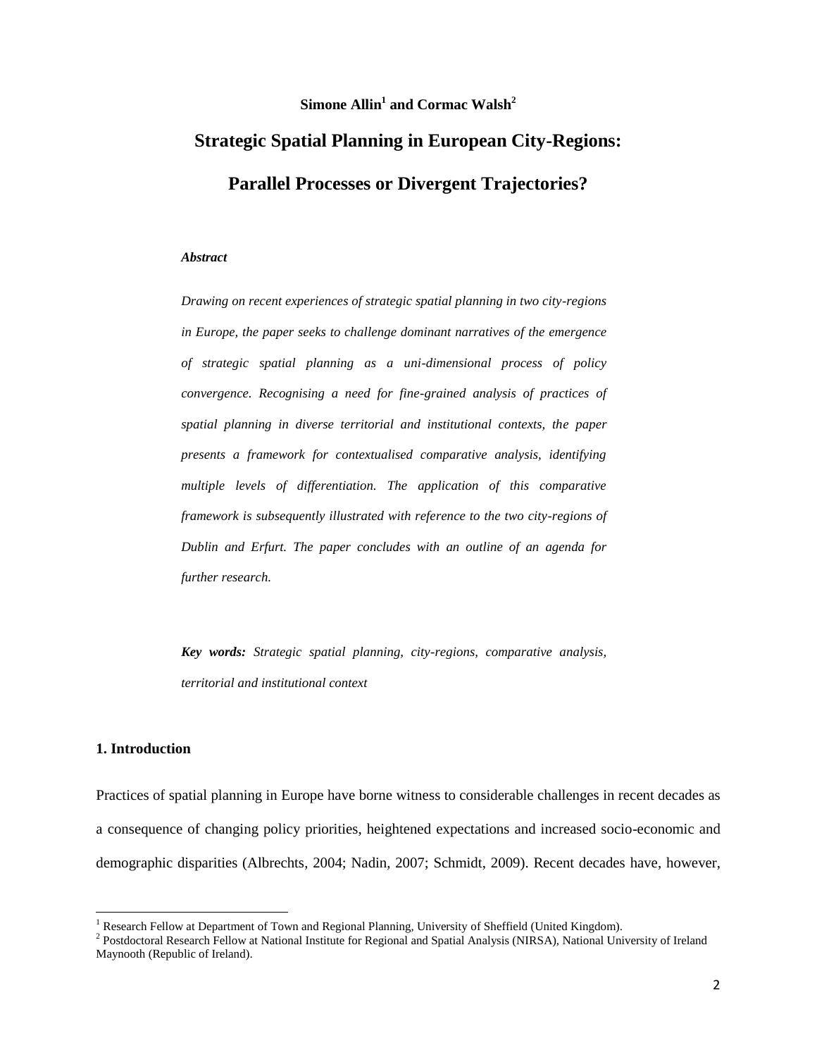**Simone Allin[1] and Cormac Walsh[2]**

# Strategic Spatial Planning in European City-Regions: Parallel Processes or Divergent Trajectories?

***Abstract***

*Drawing on recent experiences of strategic spatial planning in two city-regions in Europe, the paper seeks to challenge dominant narratives of the emergence of strategic spatial planning as a uni-dimensional process of policy convergence. Recognising a need for fine-grained analysis of practices of spatial planning in diverse territorial and institutional contexts, the paper presents a framework for contextualised comparative analysis, identifying multiple levels of differentiation. The application of this comparative framework is subsequently illustrated with reference to the two city-regions of Dublin and Erfurt. The paper concludes with an outline of an agenda for further research.*

***Key words:*** *Strategic spatial planning, city-regions, comparative analysis, territorial and institutional context*

## 1. Introduction

Practices of spatial planning in Europe have borne witness to considerable challenges in recent decades as a consequence of changing policy priorities, heightened expectations and increased socio-economic and demographic disparities (Albrechts, 2004; Nadin, 2007; Schmidt, 2009). Recent decades have, however,

[1] Research Fellow at Department of Town and Regional Planning, University of Sheffield (United Kingdom).

[2] Postdoctoral Research Fellow at National Institute for Regional and Spatial Analysis (NIRSA), National University of Ireland Maynooth (Republic of Ireland).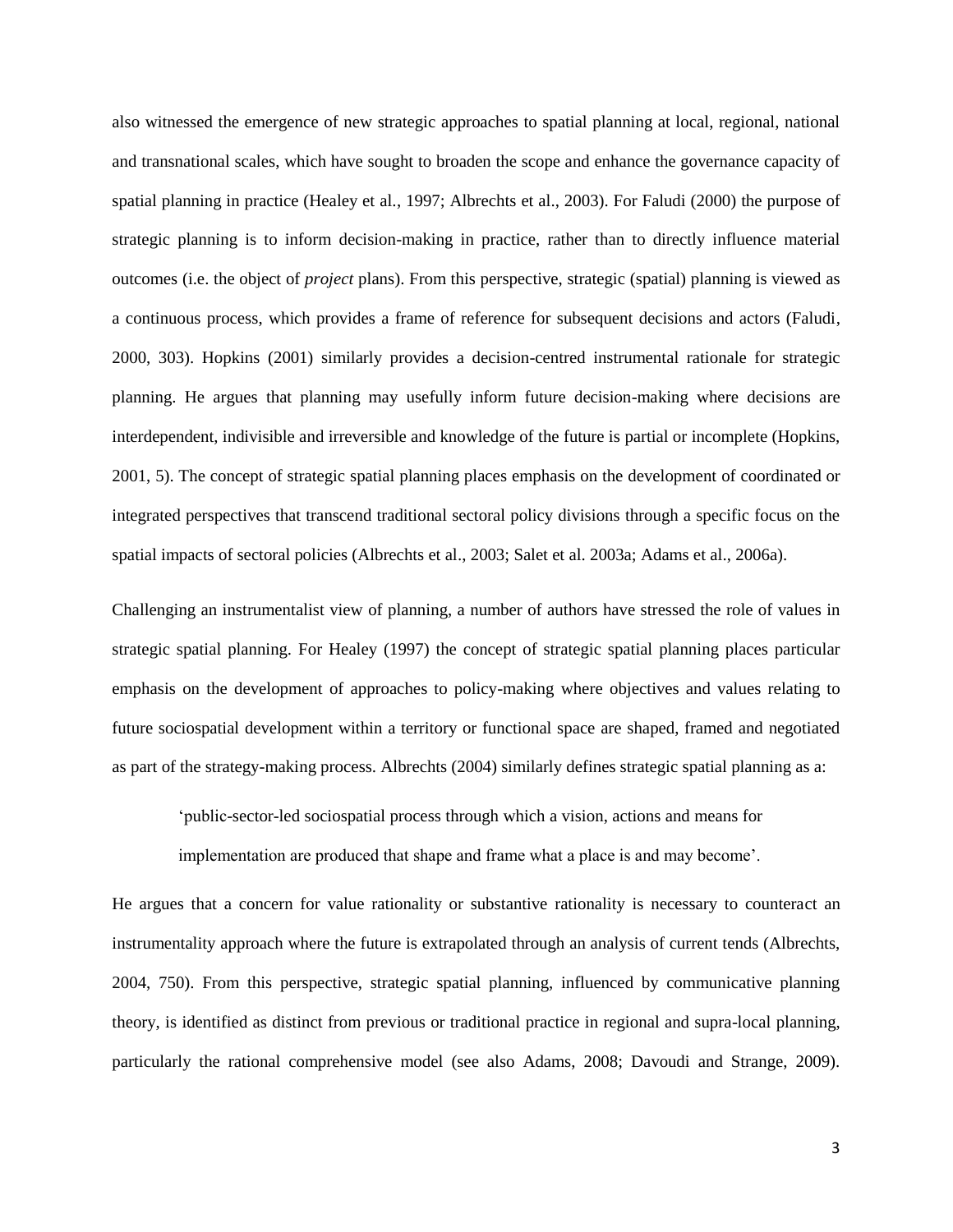also witnessed the emergence of new strategic approaches to spatial planning at local, regional, national and transnational scales, which have sought to broaden the scope and enhance the governance capacity of spatial planning in practice (Healey et al., 1997; Albrechts et al., 2003). For Faludi (2000) the purpose of strategic planning is to inform decision-making in practice, rather than to directly influence material outcomes (i.e. the object of *project* plans). From this perspective, strategic (spatial) planning is viewed as a continuous process, which provides a frame of reference for subsequent decisions and actors (Faludi, 2000, 303). Hopkins (2001) similarly provides a decision-centred instrumental rationale for strategic planning. He argues that planning may usefully inform future decision-making where decisions are interdependent, indivisible and irreversible and knowledge of the future is partial or incomplete (Hopkins, 2001, 5). The concept of strategic spatial planning places emphasis on the development of coordinated or integrated perspectives that transcend traditional sectoral policy divisions through a specific focus on the spatial impacts of sectoral policies (Albrechts et al., 2003; Salet et al. 2003a; Adams et al., 2006a).

Challenging an instrumentalist view of planning, a number of authors have stressed the role of values in strategic spatial planning. For Healey (1997) the concept of strategic spatial planning places particular emphasis on the development of approaches to policy-making where objectives and values relating to future sociospatial development within a territory or functional space are shaped, framed and negotiated as part of the strategy-making process. Albrechts (2004) similarly defines strategic spatial planning as a:

> 'public-sector-led sociospatial process through which a vision, actions and means for implementation are produced that shape and frame what a place is and may become'.

He argues that a concern for value rationality or substantive rationality is necessary to counteract an instrumentality approach where the future is extrapolated through an analysis of current tends (Albrechts, 2004, 750). From this perspective, strategic spatial planning, influenced by communicative planning theory, is identified as distinct from previous or traditional practice in regional and supra-local planning, particularly the rational comprehensive model (see also Adams, 2008; Davoudi and Strange, 2009).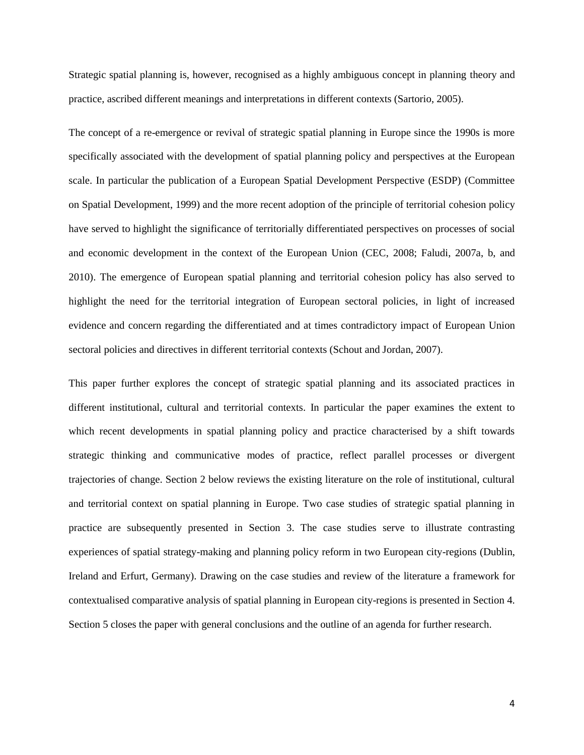Strategic spatial planning is, however, recognised as a highly ambiguous concept in planning theory and practice, ascribed different meanings and interpretations in different contexts (Sartorio, 2005).

The concept of a re-emergence or revival of strategic spatial planning in Europe since the 1990s is more specifically associated with the development of spatial planning policy and perspectives at the European scale. In particular the publication of a European Spatial Development Perspective (ESDP) (Committee on Spatial Development, 1999) and the more recent adoption of the principle of territorial cohesion policy have served to highlight the significance of territorially differentiated perspectives on processes of social and economic development in the context of the European Union (CEC, 2008; Faludi, 2007a, b, and 2010). The emergence of European spatial planning and territorial cohesion policy has also served to highlight the need for the territorial integration of European sectoral policies, in light of increased evidence and concern regarding the differentiated and at times contradictory impact of European Union sectoral policies and directives in different territorial contexts (Schout and Jordan, 2007).

This paper further explores the concept of strategic spatial planning and its associated practices in different institutional, cultural and territorial contexts. In particular the paper examines the extent to which recent developments in spatial planning policy and practice characterised by a shift towards strategic thinking and communicative modes of practice, reflect parallel processes or divergent trajectories of change. Section 2 below reviews the existing literature on the role of institutional, cultural and territorial context on spatial planning in Europe. Two case studies of strategic spatial planning in practice are subsequently presented in Section 3. The case studies serve to illustrate contrasting experiences of spatial strategy-making and planning policy reform in two European city-regions (Dublin, Ireland and Erfurt, Germany). Drawing on the case studies and review of the literature a framework for contextualised comparative analysis of spatial planning in European city-regions is presented in Section 4. Section 5 closes the paper with general conclusions and the outline of an agenda for further research.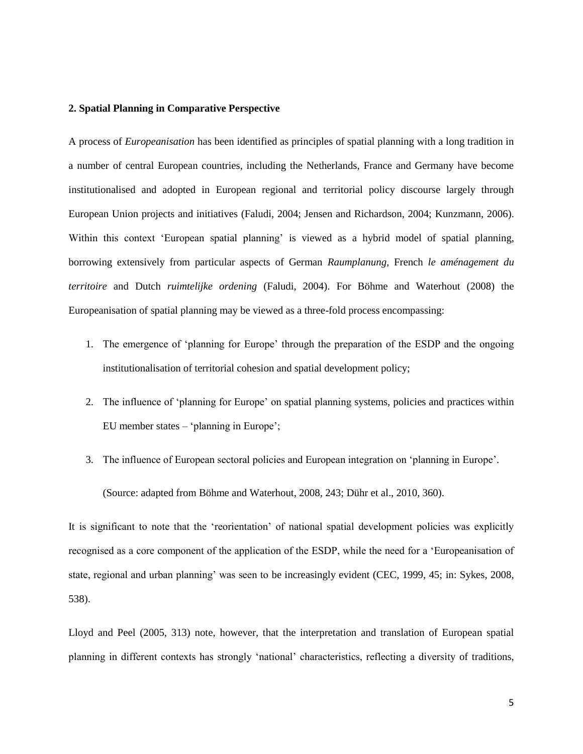## 2. Spatial Planning in Comparative Perspective

A process of *Europeanisation* has been identified as principles of spatial planning with a long tradition in a number of central European countries, including the Netherlands, France and Germany have become institutionalised and adopted in European regional and territorial policy discourse largely through European Union projects and initiatives (Faludi, 2004; Jensen and Richardson, 2004; Kunzmann, 2006). Within this context 'European spatial planning' is viewed as a hybrid model of spatial planning, borrowing extensively from particular aspects of German *Raumplanung,* French *le aménagement du territoire* and Dutch *ruimtelijke ordening* (Faludi, 2004). For Böhme and Waterhout (2008) the Europeanisation of spatial planning may be viewed as a three-fold process encompassing:

1. The emergence of 'planning for Europe' through the preparation of the ESDP and the ongoing institutionalisation of territorial cohesion and spatial development policy;
2. The influence of 'planning for Europe' on spatial planning systems, policies and practices within EU member states – 'planning in Europe';
3. The influence of European sectoral policies and European integration on 'planning in Europe'.

(Source: adapted from Böhme and Waterhout, 2008, 243; Dühr et al., 2010, 360).

It is significant to note that the 'reorientation' of national spatial development policies was explicitly recognised as a core component of the application of the ESDP, while the need for a 'Europeanisation of state, regional and urban planning' was seen to be increasingly evident (CEC, 1999, 45; in: Sykes, 2008, 538).

Lloyd and Peel (2005, 313) note, however, that the interpretation and translation of European spatial planning in different contexts has strongly 'national' characteristics, reflecting a diversity of traditions,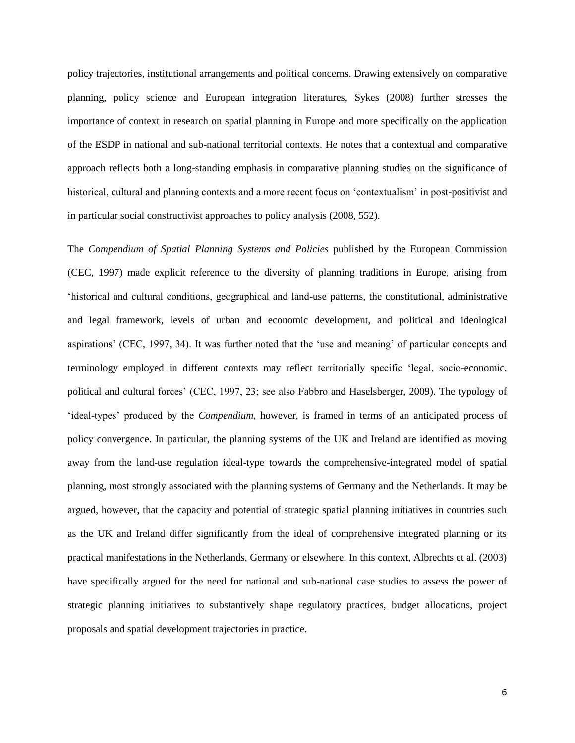policy trajectories, institutional arrangements and political concerns. Drawing extensively on comparative planning, policy science and European integration literatures, Sykes (2008) further stresses the importance of context in research on spatial planning in Europe and more specifically on the application of the ESDP in national and sub-national territorial contexts. He notes that a contextual and comparative approach reflects both a long-standing emphasis in comparative planning studies on the significance of historical, cultural and planning contexts and a more recent focus on 'contextualism' in post-positivist and in particular social constructivist approaches to policy analysis (2008, 552).

The *Compendium of Spatial Planning Systems and Policies* published by the European Commission (CEC, 1997) made explicit reference to the diversity of planning traditions in Europe, arising from 'historical and cultural conditions, geographical and land-use patterns, the constitutional, administrative and legal framework, levels of urban and economic development, and political and ideological aspirations' (CEC, 1997, 34). It was further noted that the 'use and meaning' of particular concepts and terminology employed in different contexts may reflect territorially specific 'legal, socio-economic, political and cultural forces' (CEC, 1997, 23; see also Fabbro and Haselsberger, 2009). The typology of 'ideal-types' produced by the *Compendium*, however, is framed in terms of an anticipated process of policy convergence. In particular, the planning systems of the UK and Ireland are identified as moving away from the land-use regulation ideal-type towards the comprehensive-integrated model of spatial planning, most strongly associated with the planning systems of Germany and the Netherlands. It may be argued, however, that the capacity and potential of strategic spatial planning initiatives in countries such as the UK and Ireland differ significantly from the ideal of comprehensive integrated planning or its practical manifestations in the Netherlands, Germany or elsewhere. In this context, Albrechts et al. (2003) have specifically argued for the need for national and sub-national case studies to assess the power of strategic planning initiatives to substantively shape regulatory practices, budget allocations, project proposals and spatial development trajectories in practice.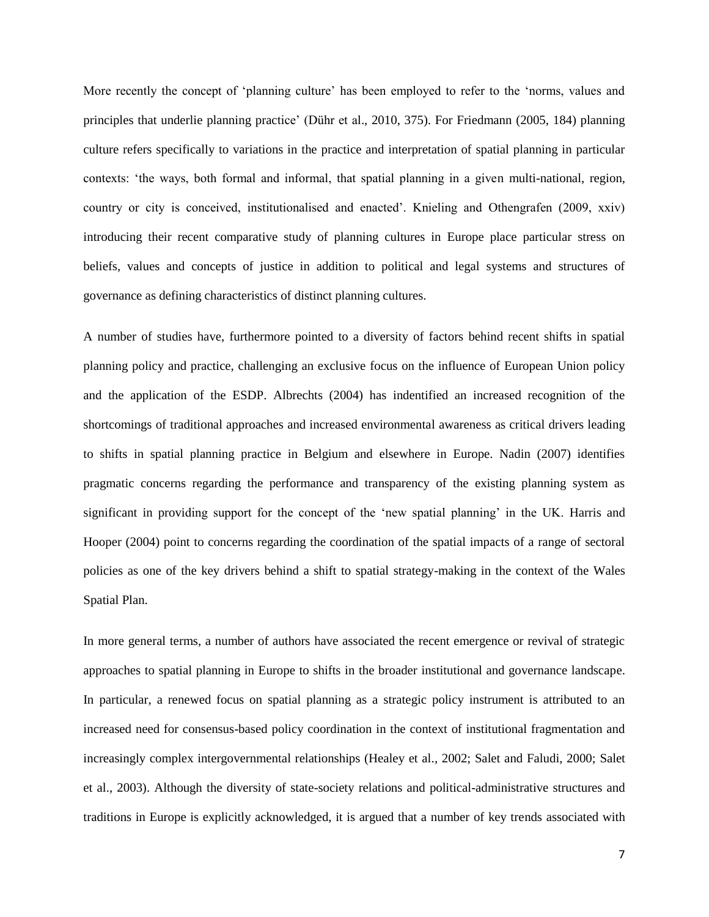More recently the concept of 'planning culture' has been employed to refer to the 'norms, values and principles that underlie planning practice' (Dühr et al., 2010, 375). For Friedmann (2005, 184) planning culture refers specifically to variations in the practice and interpretation of spatial planning in particular contexts: 'the ways, both formal and informal, that spatial planning in a given multi-national, region, country or city is conceived, institutionalised and enacted'. Knieling and Othengrafen (2009, xxiv) introducing their recent comparative study of planning cultures in Europe place particular stress on beliefs, values and concepts of justice in addition to political and legal systems and structures of governance as defining characteristics of distinct planning cultures.

A number of studies have, furthermore pointed to a diversity of factors behind recent shifts in spatial planning policy and practice, challenging an exclusive focus on the influence of European Union policy and the application of the ESDP. Albrechts (2004) has indentified an increased recognition of the shortcomings of traditional approaches and increased environmental awareness as critical drivers leading to shifts in spatial planning practice in Belgium and elsewhere in Europe. Nadin (2007) identifies pragmatic concerns regarding the performance and transparency of the existing planning system as significant in providing support for the concept of the 'new spatial planning' in the UK. Harris and Hooper (2004) point to concerns regarding the coordination of the spatial impacts of a range of sectoral policies as one of the key drivers behind a shift to spatial strategy-making in the context of the Wales Spatial Plan.

In more general terms, a number of authors have associated the recent emergence or revival of strategic approaches to spatial planning in Europe to shifts in the broader institutional and governance landscape. In particular, a renewed focus on spatial planning as a strategic policy instrument is attributed to an increased need for consensus-based policy coordination in the context of institutional fragmentation and increasingly complex intergovernmental relationships (Healey et al., 2002; Salet and Faludi, 2000; Salet et al., 2003). Although the diversity of state-society relations and political-administrative structures and traditions in Europe is explicitly acknowledged, it is argued that a number of key trends associated with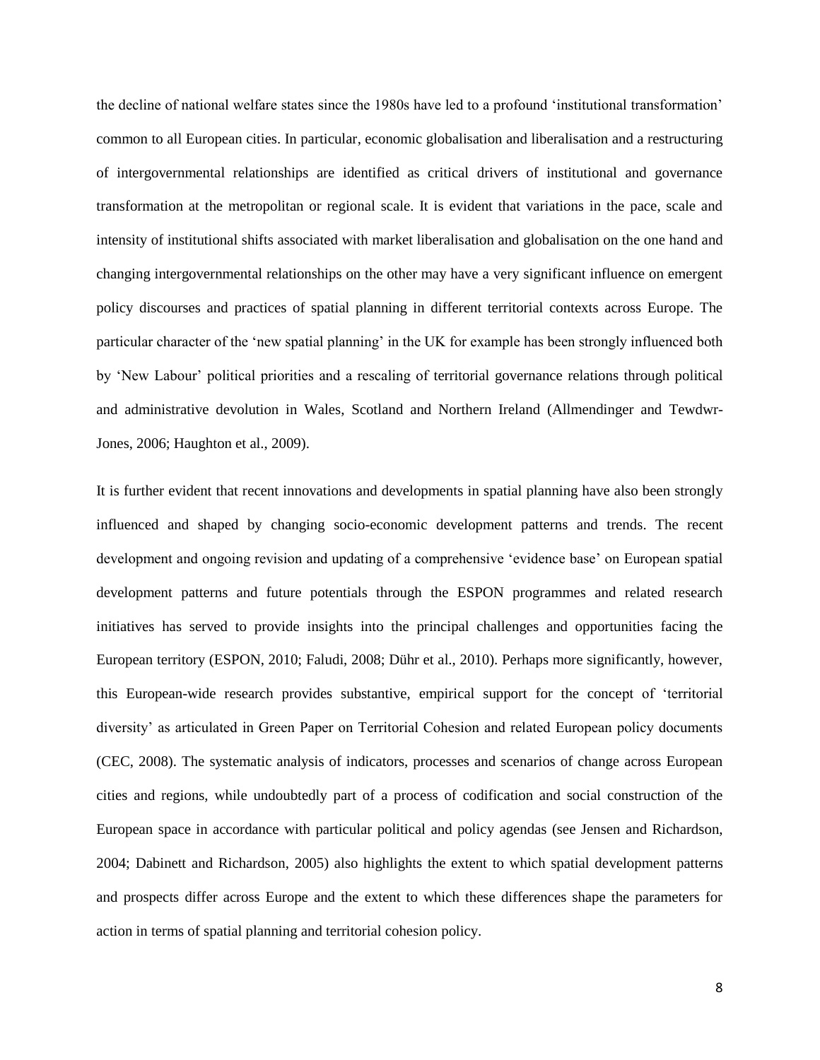the decline of national welfare states since the 1980s have led to a profound 'institutional transformation' common to all European cities. In particular, economic globalisation and liberalisation and a restructuring of intergovernmental relationships are identified as critical drivers of institutional and governance transformation at the metropolitan or regional scale. It is evident that variations in the pace, scale and intensity of institutional shifts associated with market liberalisation and globalisation on the one hand and changing intergovernmental relationships on the other may have a very significant influence on emergent policy discourses and practices of spatial planning in different territorial contexts across Europe. The particular character of the 'new spatial planning' in the UK for example has been strongly influenced both by 'New Labour' political priorities and a rescaling of territorial governance relations through political and administrative devolution in Wales, Scotland and Northern Ireland (Allmendinger and Tewdwr-Jones, 2006; Haughton et al., 2009).

It is further evident that recent innovations and developments in spatial planning have also been strongly influenced and shaped by changing socio-economic development patterns and trends. The recent development and ongoing revision and updating of a comprehensive 'evidence base' on European spatial development patterns and future potentials through the ESPON programmes and related research initiatives has served to provide insights into the principal challenges and opportunities facing the European territory (ESPON, 2010; Faludi, 2008; Dühr et al., 2010). Perhaps more significantly, however, this European-wide research provides substantive, empirical support for the concept of 'territorial diversity' as articulated in Green Paper on Territorial Cohesion and related European policy documents (CEC, 2008). The systematic analysis of indicators, processes and scenarios of change across European cities and regions, while undoubtedly part of a process of codification and social construction of the European space in accordance with particular political and policy agendas (see Jensen and Richardson, 2004; Dabinett and Richardson, 2005) also highlights the extent to which spatial development patterns and prospects differ across Europe and the extent to which these differences shape the parameters for action in terms of spatial planning and territorial cohesion policy.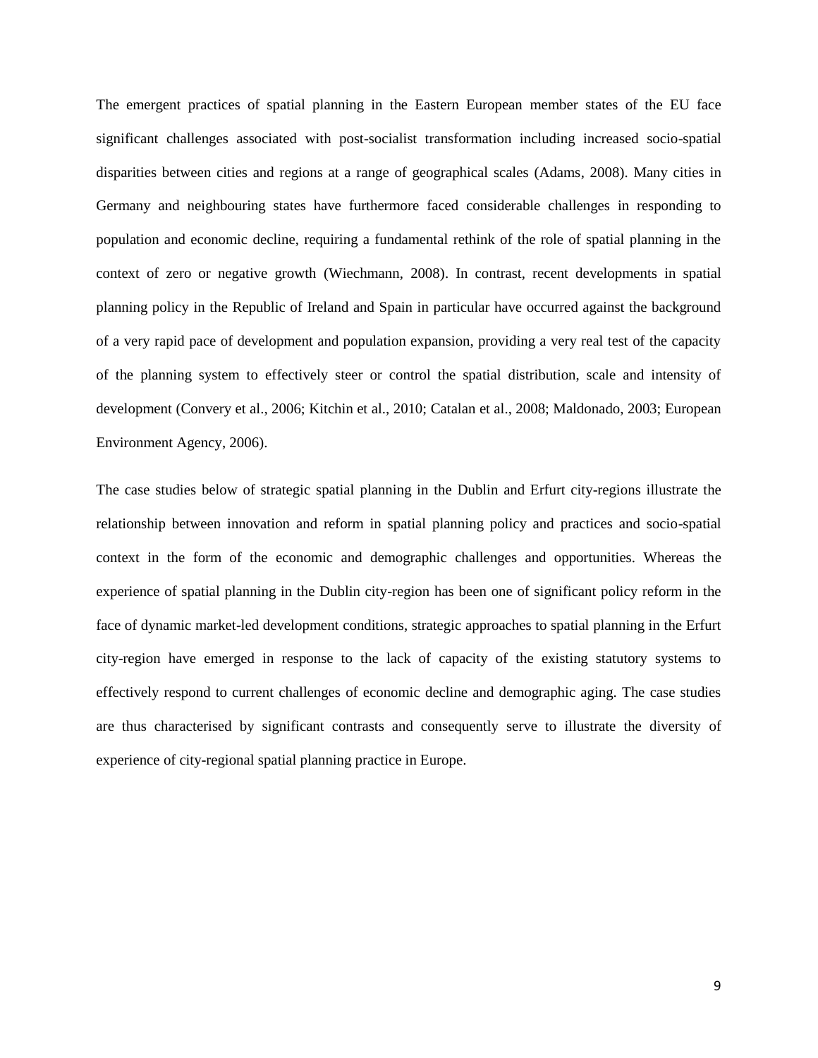The emergent practices of spatial planning in the Eastern European member states of the EU face significant challenges associated with post-socialist transformation including increased socio-spatial disparities between cities and regions at a range of geographical scales (Adams, 2008). Many cities in Germany and neighbouring states have furthermore faced considerable challenges in responding to population and economic decline, requiring a fundamental rethink of the role of spatial planning in the context of zero or negative growth (Wiechmann, 2008). In contrast, recent developments in spatial planning policy in the Republic of Ireland and Spain in particular have occurred against the background of a very rapid pace of development and population expansion, providing a very real test of the capacity of the planning system to effectively steer or control the spatial distribution, scale and intensity of development (Convery et al., 2006; Kitchin et al., 2010; Catalan et al., 2008; Maldonado, 2003; European Environment Agency, 2006).

The case studies below of strategic spatial planning in the Dublin and Erfurt city-regions illustrate the relationship between innovation and reform in spatial planning policy and practices and socio-spatial context in the form of the economic and demographic challenges and opportunities. Whereas the experience of spatial planning in the Dublin city-region has been one of significant policy reform in the face of dynamic market-led development conditions, strategic approaches to spatial planning in the Erfurt city-region have emerged in response to the lack of capacity of the existing statutory systems to effectively respond to current challenges of economic decline and demographic aging. The case studies are thus characterised by significant contrasts and consequently serve to illustrate the diversity of experience of city-regional spatial planning practice in Europe.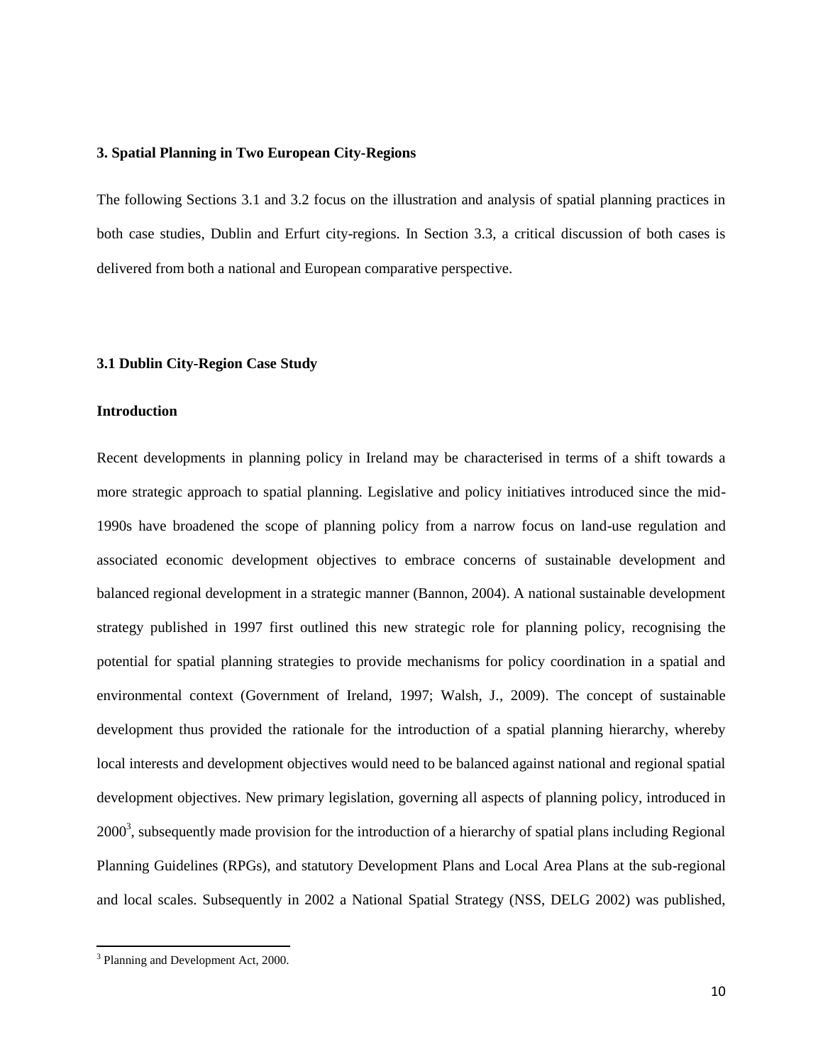## 3. Spatial Planning in Two European City-Regions

The following Sections 3.1 and 3.2 focus on the illustration and analysis of spatial planning practices in both case studies, Dublin and Erfurt city-regions. In Section 3.3, a critical discussion of both cases is delivered from both a national and European comparative perspective.

### 3.1 Dublin City-Region Case Study

#### Introduction

Recent developments in planning policy in Ireland may be characterised in terms of a shift towards a more strategic approach to spatial planning. Legislative and policy initiatives introduced since the mid-1990s have broadened the scope of planning policy from a narrow focus on land-use regulation and associated economic development objectives to embrace concerns of sustainable development and balanced regional development in a strategic manner (Bannon, 2004). A national sustainable development strategy published in 1997 first outlined this new strategic role for planning policy, recognising the potential for spatial planning strategies to provide mechanisms for policy coordination in a spatial and environmental context (Government of Ireland, 1997; Walsh, J., 2009). The concept of sustainable development thus provided the rationale for the introduction of a spatial planning hierarchy, whereby local interests and development objectives would need to be balanced against national and regional spatial development objectives. New primary legislation, governing all aspects of planning policy, introduced in 2000[3], subsequently made provision for the introduction of a hierarchy of spatial plans including Regional Planning Guidelines (RPGs), and statutory Development Plans and Local Area Plans at the sub-regional and local scales. Subsequently in 2002 a National Spatial Strategy (NSS, DELG 2002) was published,

[3] Planning and Development Act, 2000.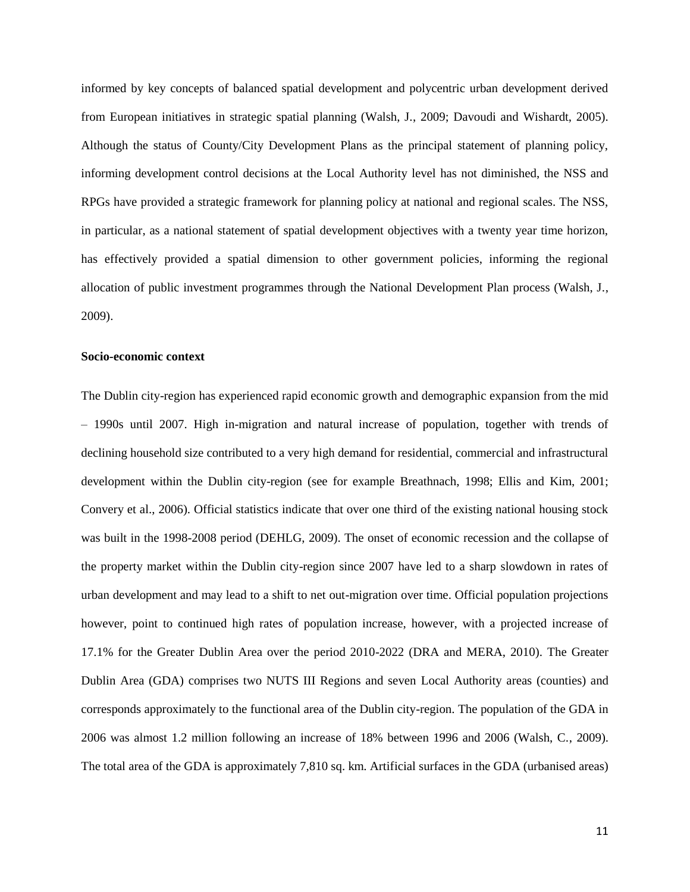informed by key concepts of balanced spatial development and polycentric urban development derived from European initiatives in strategic spatial planning (Walsh, J., 2009; Davoudi and Wishardt, 2005). Although the status of County/City Development Plans as the principal statement of planning policy, informing development control decisions at the Local Authority level has not diminished, the NSS and RPGs have provided a strategic framework for planning policy at national and regional scales. The NSS, in particular, as a national statement of spatial development objectives with a twenty year time horizon, has effectively provided a spatial dimension to other government policies, informing the regional allocation of public investment programmes through the National Development Plan process (Walsh, J., 2009).

**Socio-economic context**

The Dublin city-region has experienced rapid economic growth and demographic expansion from the mid – 1990s until 2007. High in-migration and natural increase of population, together with trends of declining household size contributed to a very high demand for residential, commercial and infrastructural development within the Dublin city-region (see for example Breathnach, 1998; Ellis and Kim, 2001; Convery et al., 2006). Official statistics indicate that over one third of the existing national housing stock was built in the 1998-2008 period (DEHLG, 2009). The onset of economic recession and the collapse of the property market within the Dublin city-region since 2007 have led to a sharp slowdown in rates of urban development and may lead to a shift to net out-migration over time. Official population projections however, point to continued high rates of population increase, however, with a projected increase of 17.1% for the Greater Dublin Area over the period 2010-2022 (DRA and MERA, 2010). The Greater Dublin Area (GDA) comprises two NUTS III Regions and seven Local Authority areas (counties) and corresponds approximately to the functional area of the Dublin city-region. The population of the GDA in 2006 was almost 1.2 million following an increase of 18% between 1996 and 2006 (Walsh, C., 2009). The total area of the GDA is approximately 7,810 sq. km. Artificial surfaces in the GDA (urbanised areas)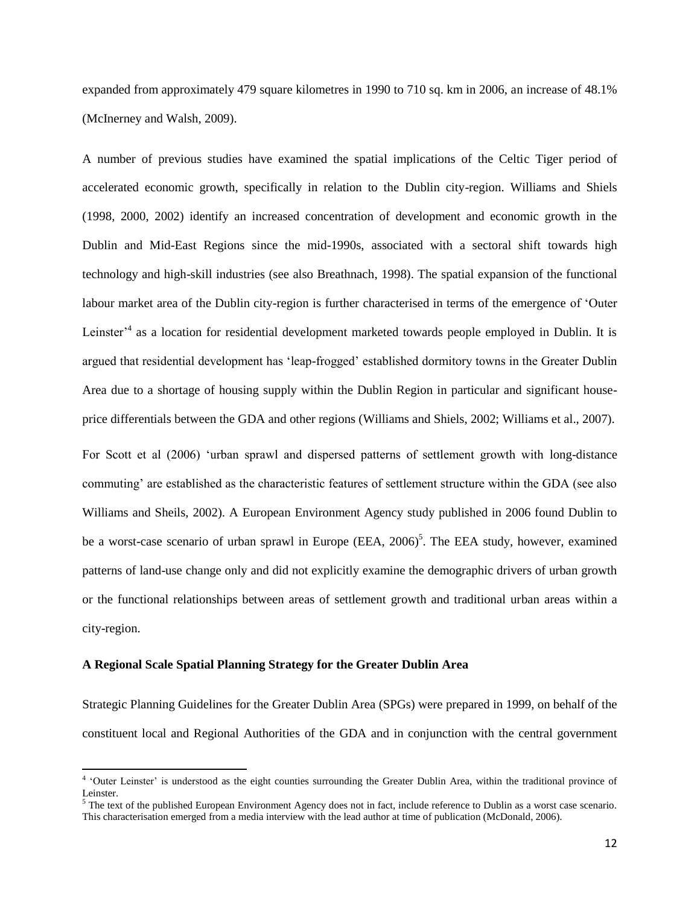expanded from approximately 479 square kilometres in 1990 to 710 sq. km in 2006, an increase of 48.1% (McInerney and Walsh, 2009).

A number of previous studies have examined the spatial implications of the Celtic Tiger period of accelerated economic growth, specifically in relation to the Dublin city-region. Williams and Shiels (1998, 2000, 2002) identify an increased concentration of development and economic growth in the Dublin and Mid-East Regions since the mid-1990s, associated with a sectoral shift towards high technology and high-skill industries (see also Breathnach, 1998). The spatial expansion of the functional labour market area of the Dublin city-region is further characterised in terms of the emergence of 'Outer Leinster'[4] as a location for residential development marketed towards people employed in Dublin. It is argued that residential development has 'leap-frogged' established dormitory towns in the Greater Dublin Area due to a shortage of housing supply within the Dublin Region in particular and significant house-price differentials between the GDA and other regions (Williams and Shiels, 2002; Williams et al., 2007).

For Scott et al (2006) 'urban sprawl and dispersed patterns of settlement growth with long-distance commuting' are established as the characteristic features of settlement structure within the GDA (see also Williams and Sheils, 2002). A European Environment Agency study published in 2006 found Dublin to be a worst-case scenario of urban sprawl in Europe (EEA, 2006)[5]. The EEA study, however, examined patterns of land-use change only and did not explicitly examine the demographic drivers of urban growth or the functional relationships between areas of settlement growth and traditional urban areas within a city-region.

**A Regional Scale Spatial Planning Strategy for the Greater Dublin Area**

Strategic Planning Guidelines for the Greater Dublin Area (SPGs) were prepared in 1999, on behalf of the constituent local and Regional Authorities of the GDA and in conjunction with the central government

[4] 'Outer Leinster' is understood as the eight counties surrounding the Greater Dublin Area, within the traditional province of Leinster.

[5] The text of the published European Environment Agency does not in fact, include reference to Dublin as a worst case scenario. This characterisation emerged from a media interview with the lead author at time of publication (McDonald, 2006).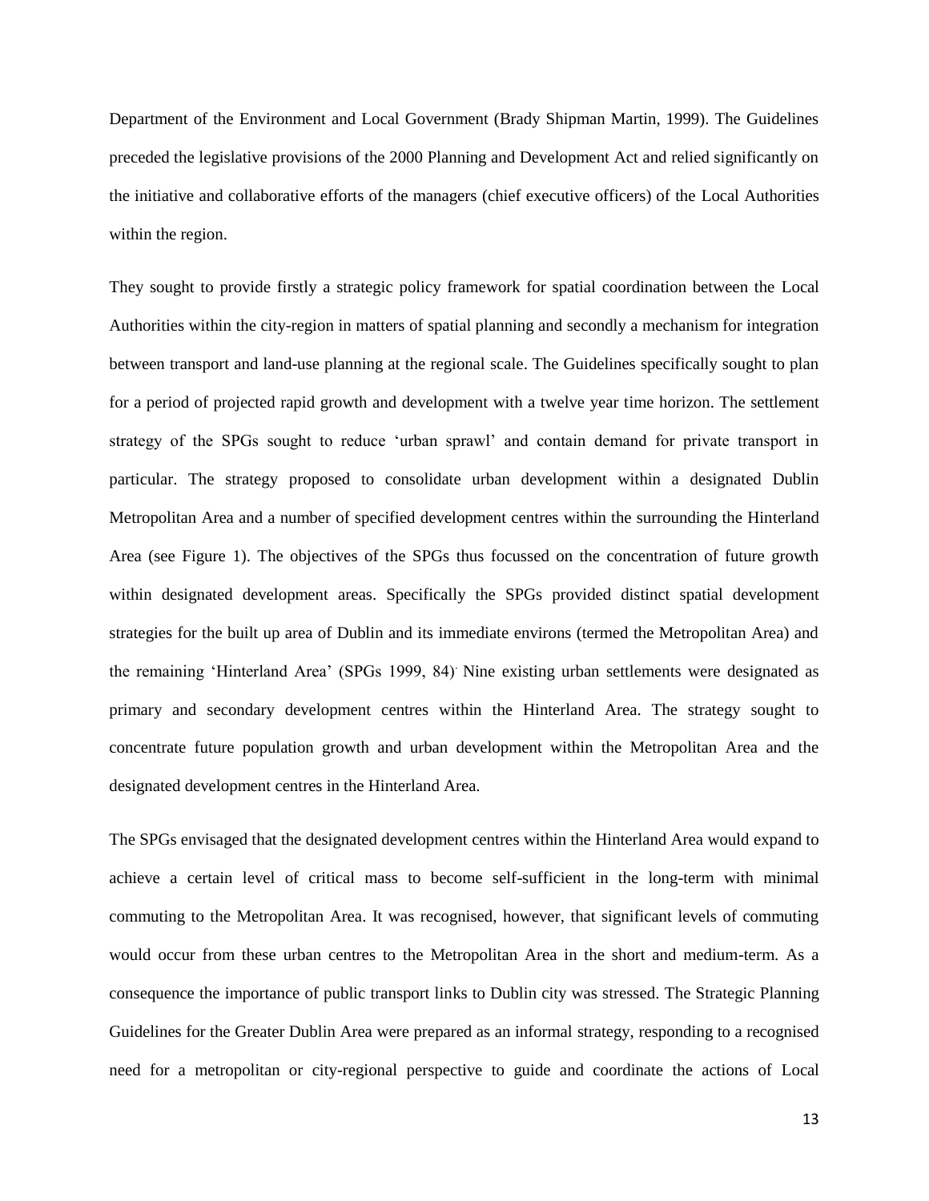Department of the Environment and Local Government (Brady Shipman Martin, 1999). The Guidelines preceded the legislative provisions of the 2000 Planning and Development Act and relied significantly on the initiative and collaborative efforts of the managers (chief executive officers) of the Local Authorities within the region.

They sought to provide firstly a strategic policy framework for spatial coordination between the Local Authorities within the city-region in matters of spatial planning and secondly a mechanism for integration between transport and land-use planning at the regional scale. The Guidelines specifically sought to plan for a period of projected rapid growth and development with a twelve year time horizon. The settlement strategy of the SPGs sought to reduce 'urban sprawl' and contain demand for private transport in particular. The strategy proposed to consolidate urban development within a designated Dublin Metropolitan Area and a number of specified development centres within the surrounding the Hinterland Area (see Figure 1). The objectives of the SPGs thus focussed on the concentration of future growth within designated development areas. Specifically the SPGs provided distinct spatial development strategies for the built up area of Dublin and its immediate environs (termed the Metropolitan Area) and the remaining 'Hinterland Area' (SPGs 1999, 84). Nine existing urban settlements were designated as primary and secondary development centres within the Hinterland Area. The strategy sought to concentrate future population growth and urban development within the Metropolitan Area and the designated development centres in the Hinterland Area.

The SPGs envisaged that the designated development centres within the Hinterland Area would expand to achieve a certain level of critical mass to become self-sufficient in the long-term with minimal commuting to the Metropolitan Area. It was recognised, however, that significant levels of commuting would occur from these urban centres to the Metropolitan Area in the short and medium-term. As a consequence the importance of public transport links to Dublin city was stressed. The Strategic Planning Guidelines for the Greater Dublin Area were prepared as an informal strategy, responding to a recognised need for a metropolitan or city-regional perspective to guide and coordinate the actions of Local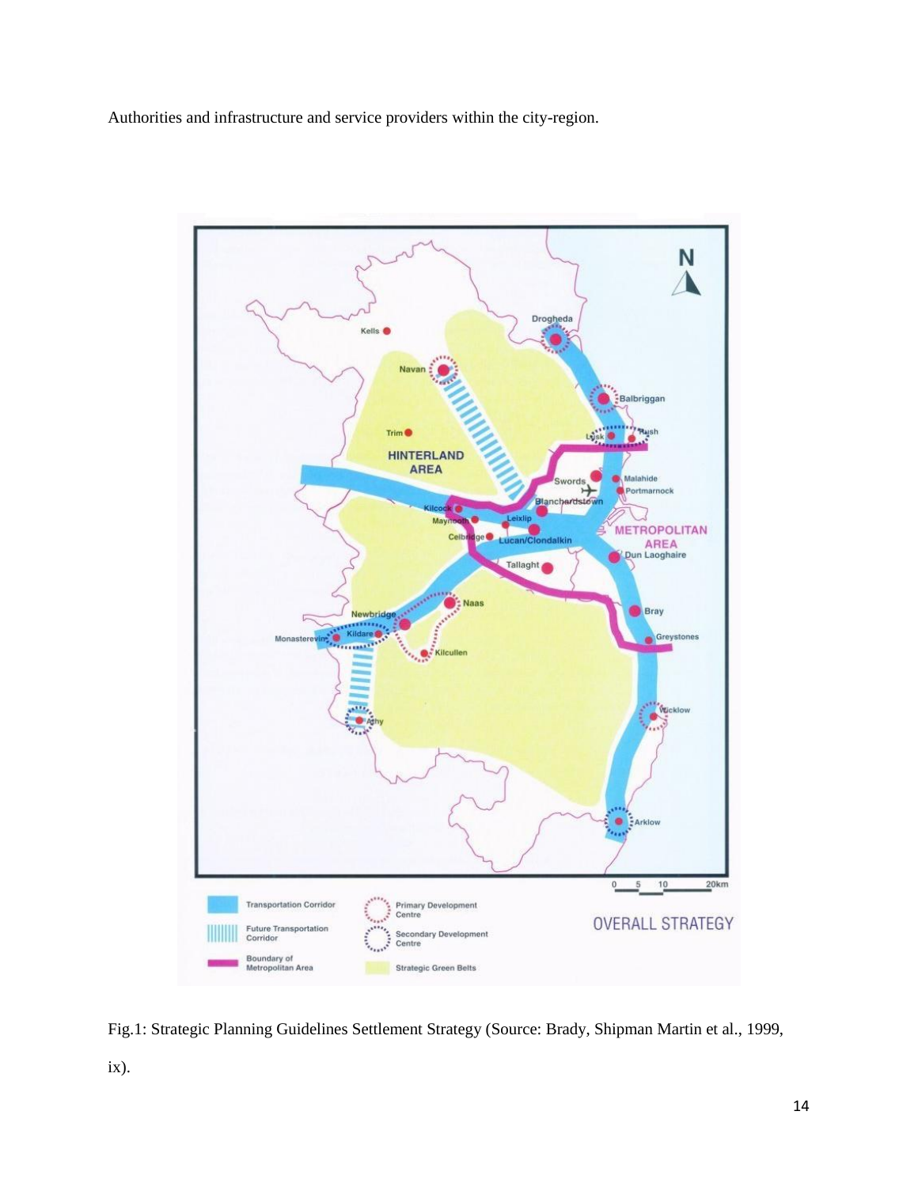Authorities and infrastructure and service providers within the city-region.

Fig.1: Strategic Planning Guidelines Settlement Strategy (Source: Brady, Shipman Martin et al., 1999, ix).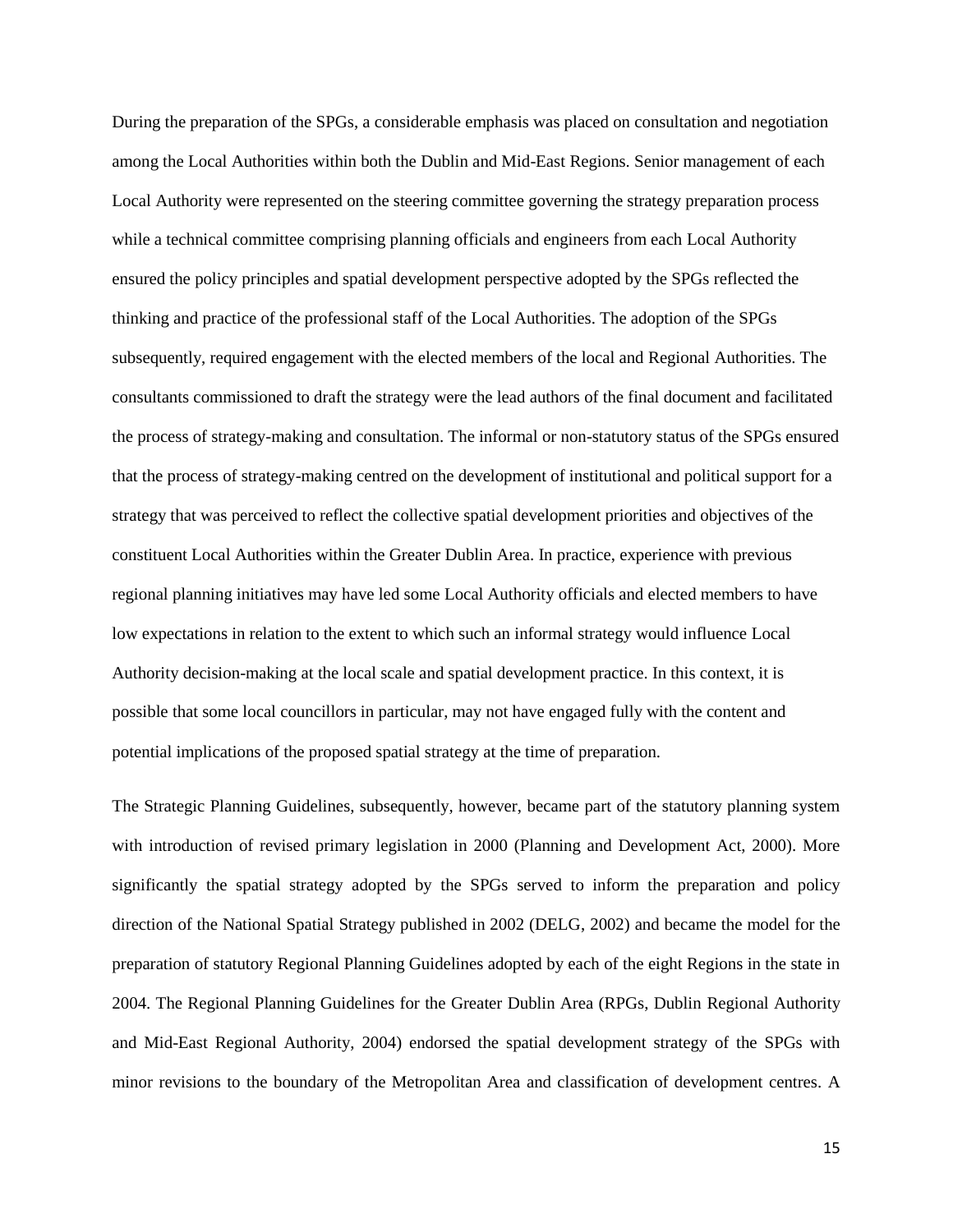During the preparation of the SPGs, a considerable emphasis was placed on consultation and negotiation among the Local Authorities within both the Dublin and Mid-East Regions. Senior management of each Local Authority were represented on the steering committee governing the strategy preparation process while a technical committee comprising planning officials and engineers from each Local Authority ensured the policy principles and spatial development perspective adopted by the SPGs reflected the thinking and practice of the professional staff of the Local Authorities. The adoption of the SPGs subsequently, required engagement with the elected members of the local and Regional Authorities. The consultants commissioned to draft the strategy were the lead authors of the final document and facilitated the process of strategy-making and consultation. The informal or non-statutory status of the SPGs ensured that the process of strategy-making centred on the development of institutional and political support for a strategy that was perceived to reflect the collective spatial development priorities and objectives of the constituent Local Authorities within the Greater Dublin Area. In practice, experience with previous regional planning initiatives may have led some Local Authority officials and elected members to have low expectations in relation to the extent to which such an informal strategy would influence Local Authority decision-making at the local scale and spatial development practice. In this context, it is possible that some local councillors in particular, may not have engaged fully with the content and potential implications of the proposed spatial strategy at the time of preparation.

The Strategic Planning Guidelines, subsequently, however, became part of the statutory planning system with introduction of revised primary legislation in 2000 (Planning and Development Act, 2000). More significantly the spatial strategy adopted by the SPGs served to inform the preparation and policy direction of the National Spatial Strategy published in 2002 (DELG, 2002) and became the model for the preparation of statutory Regional Planning Guidelines adopted by each of the eight Regions in the state in 2004. The Regional Planning Guidelines for the Greater Dublin Area (RPGs, Dublin Regional Authority and Mid-East Regional Authority, 2004) endorsed the spatial development strategy of the SPGs with minor revisions to the boundary of the Metropolitan Area and classification of development centres. A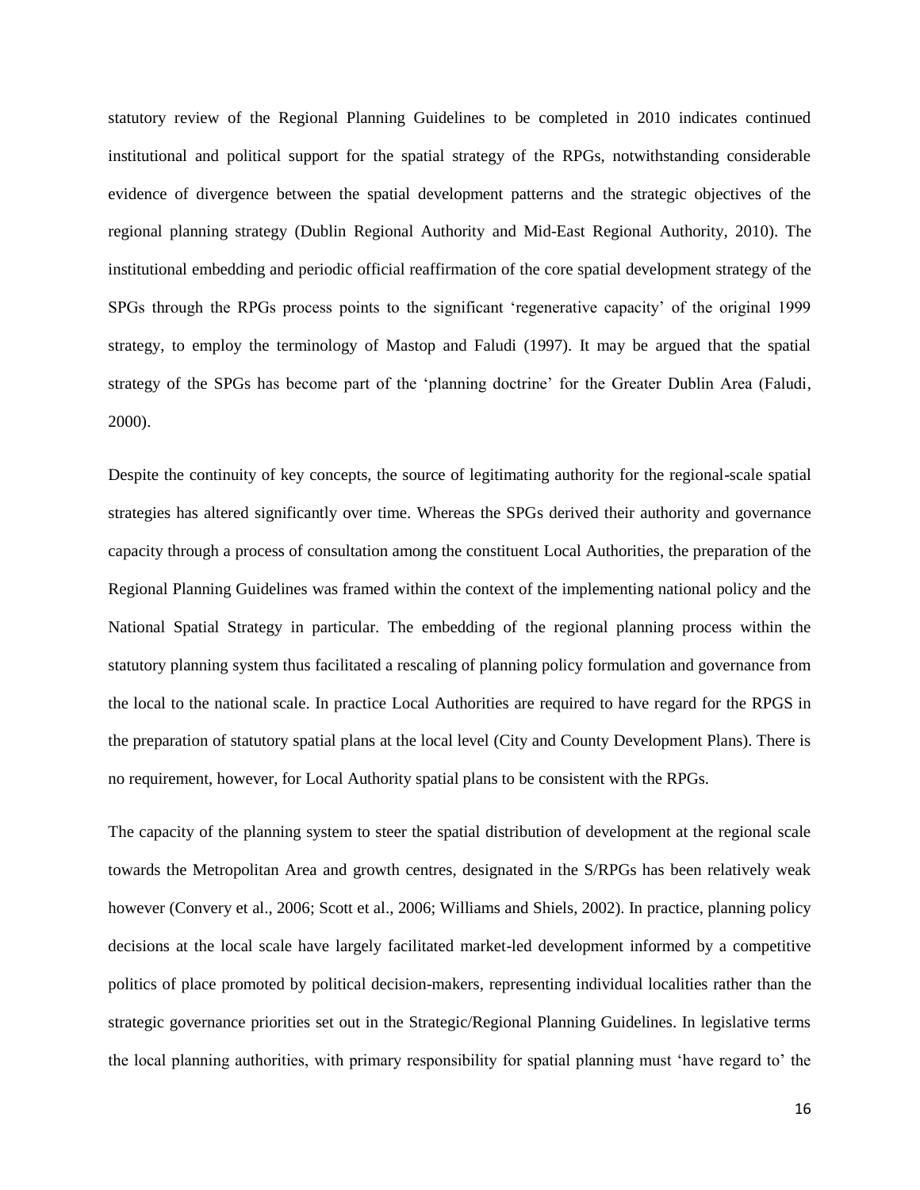statutory review of the Regional Planning Guidelines to be completed in 2010 indicates continued institutional and political support for the spatial strategy of the RPGs, notwithstanding considerable evidence of divergence between the spatial development patterns and the strategic objectives of the regional planning strategy (Dublin Regional Authority and Mid-East Regional Authority, 2010). The institutional embedding and periodic official reaffirmation of the core spatial development strategy of the SPGs through the RPGs process points to the significant 'regenerative capacity' of the original 1999 strategy, to employ the terminology of Mastop and Faludi (1997). It may be argued that the spatial strategy of the SPGs has become part of the 'planning doctrine' for the Greater Dublin Area (Faludi, 2000).

Despite the continuity of key concepts, the source of legitimating authority for the regional-scale spatial strategies has altered significantly over time. Whereas the SPGs derived their authority and governance capacity through a process of consultation among the constituent Local Authorities, the preparation of the Regional Planning Guidelines was framed within the context of the implementing national policy and the National Spatial Strategy in particular. The embedding of the regional planning process within the statutory planning system thus facilitated a rescaling of planning policy formulation and governance from the local to the national scale. In practice Local Authorities are required to have regard for the RPGS in the preparation of statutory spatial plans at the local level (City and County Development Plans). There is no requirement, however, for Local Authority spatial plans to be consistent with the RPGs.

The capacity of the planning system to steer the spatial distribution of development at the regional scale towards the Metropolitan Area and growth centres, designated in the S/RPGs has been relatively weak however (Convery et al., 2006; Scott et al., 2006; Williams and Shiels, 2002). In practice, planning policy decisions at the local scale have largely facilitated market-led development informed by a competitive politics of place promoted by political decision-makers, representing individual localities rather than the strategic governance priorities set out in the Strategic/Regional Planning Guidelines. In legislative terms the local planning authorities, with primary responsibility for spatial planning must 'have regard to' the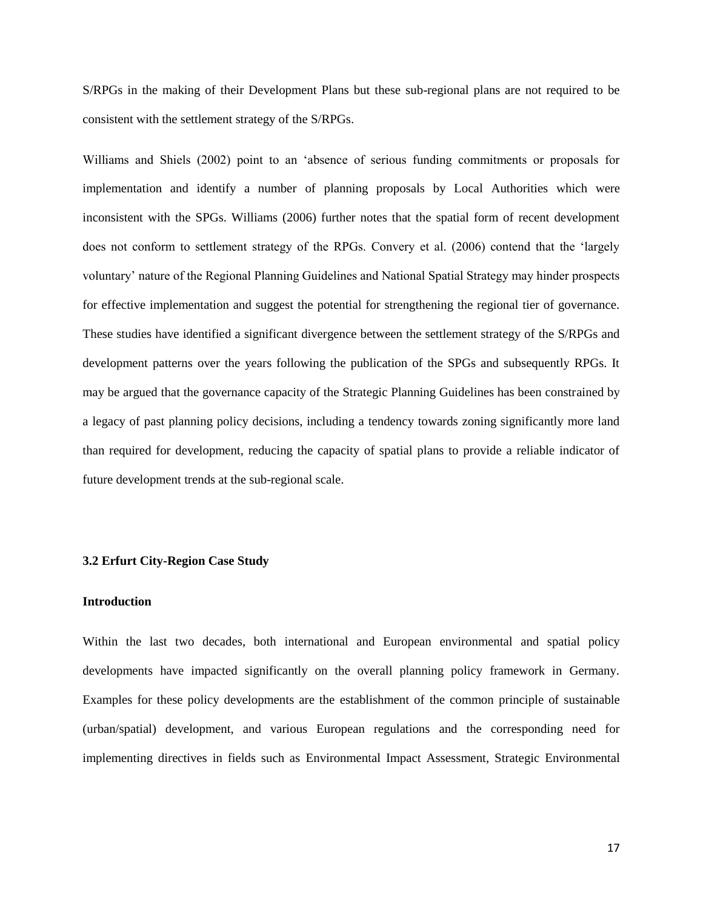S/RPGs in the making of their Development Plans but these sub-regional plans are not required to be consistent with the settlement strategy of the S/RPGs.

Williams and Shiels (2002) point to an 'absence of serious funding commitments or proposals for implementation and identify a number of planning proposals by Local Authorities which were inconsistent with the SPGs. Williams (2006) further notes that the spatial form of recent development does not conform to settlement strategy of the RPGs. Convery et al. (2006) contend that the 'largely voluntary' nature of the Regional Planning Guidelines and National Spatial Strategy may hinder prospects for effective implementation and suggest the potential for strengthening the regional tier of governance. These studies have identified a significant divergence between the settlement strategy of the S/RPGs and development patterns over the years following the publication of the SPGs and subsequently RPGs. It may be argued that the governance capacity of the Strategic Planning Guidelines has been constrained by a legacy of past planning policy decisions, including a tendency towards zoning significantly more land than required for development, reducing the capacity of spatial plans to provide a reliable indicator of future development trends at the sub-regional scale.

### 3.2 Erfurt City-Region Case Study

#### Introduction

Within the last two decades, both international and European environmental and spatial policy developments have impacted significantly on the overall planning policy framework in Germany. Examples for these policy developments are the establishment of the common principle of sustainable (urban/spatial) development, and various European regulations and the corresponding need for implementing directives in fields such as Environmental Impact Assessment, Strategic Environmental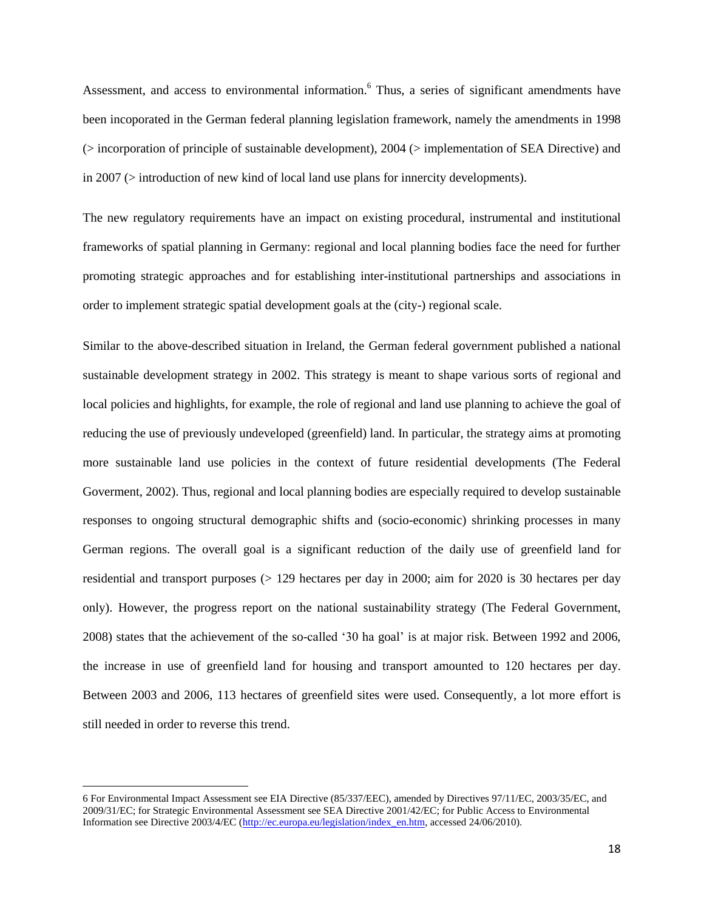Assessment, and access to environmental information.[6] Thus, a series of significant amendments have been incoporated in the German federal planning legislation framework, namely the amendments in 1998 (> incorporation of principle of sustainable development), 2004 (> implementation of SEA Directive) and in 2007 (> introduction of new kind of local land use plans for innercity developments).

The new regulatory requirements have an impact on existing procedural, instrumental and institutional frameworks of spatial planning in Germany: regional and local planning bodies face the need for further promoting strategic approaches and for establishing inter-institutional partnerships and associations in order to implement strategic spatial development goals at the (city-) regional scale.

Similar to the above-described situation in Ireland, the German federal government published a national sustainable development strategy in 2002. This strategy is meant to shape various sorts of regional and local policies and highlights, for example, the role of regional and land use planning to achieve the goal of reducing the use of previously undeveloped (greenfield) land. In particular, the strategy aims at promoting more sustainable land use policies in the context of future residential developments (The Federal Goverment, 2002). Thus, regional and local planning bodies are especially required to develop sustainable responses to ongoing structural demographic shifts and (socio-economic) shrinking processes in many German regions. The overall goal is a significant reduction of the daily use of greenfield land for residential and transport purposes (> 129 hectares per day in 2000; aim for 2020 is 30 hectares per day only). However, the progress report on the national sustainability strategy (The Federal Government, 2008) states that the achievement of the so-called '30 ha goal' is at major risk. Between 1992 and 2006, the increase in use of greenfield land for housing and transport amounted to 120 hectares per day. Between 2003 and 2006, 113 hectares of greenfield sites were used. Consequently, a lot more effort is still needed in order to reverse this trend.

---

6 For Environmental Impact Assessment see EIA Directive (85/337/EEC), amended by Directives 97/11/EC, 2003/35/EC, and 2009/31/EC; for Strategic Environmental Assessment see SEA Directive 2001/42/EC; for Public Access to Environmental Information see Directive 2003/4/EC (http://ec.europa.eu/legislation/index_en.htm, accessed 24/06/2010).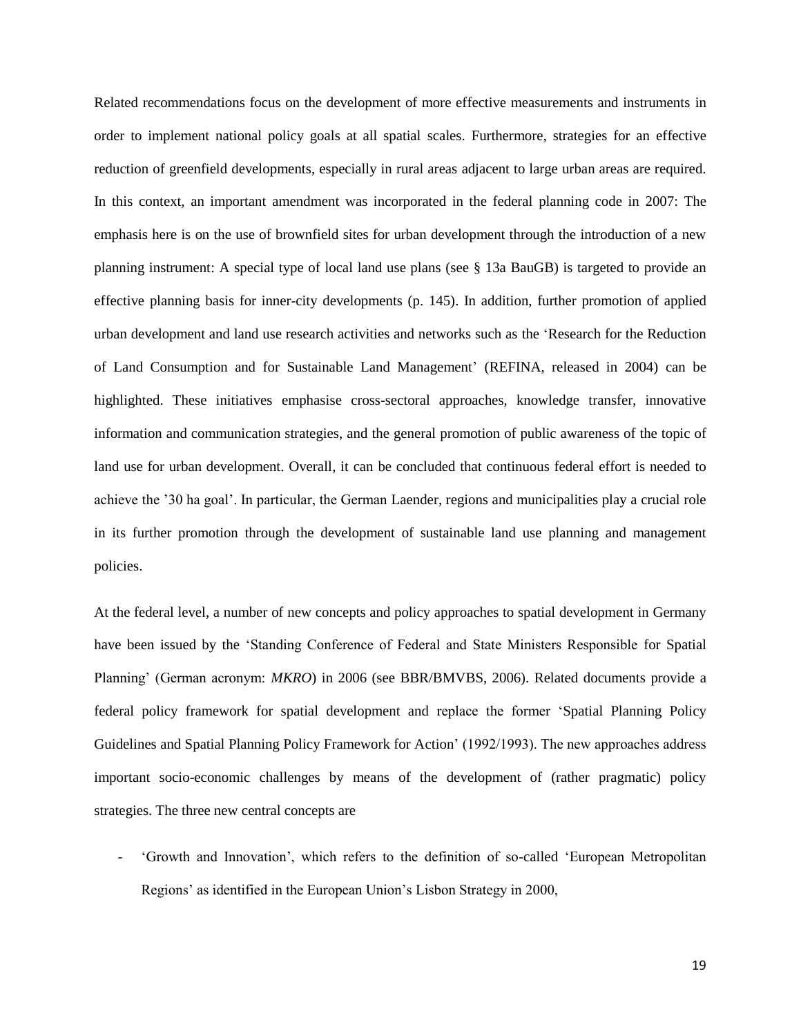Related recommendations focus on the development of more effective measurements and instruments in order to implement national policy goals at all spatial scales. Furthermore, strategies for an effective reduction of greenfield developments, especially in rural areas adjacent to large urban areas are required. In this context, an important amendment was incorporated in the federal planning code in 2007: The emphasis here is on the use of brownfield sites for urban development through the introduction of a new planning instrument: A special type of local land use plans (see § 13a BauGB) is targeted to provide an effective planning basis for inner-city developments (p. 145). In addition, further promotion of applied urban development and land use research activities and networks such as the 'Research for the Reduction of Land Consumption and for Sustainable Land Management' (REFINA, released in 2004) can be highlighted. These initiatives emphasise cross-sectoral approaches, knowledge transfer, innovative information and communication strategies, and the general promotion of public awareness of the topic of land use for urban development. Overall, it can be concluded that continuous federal effort is needed to achieve the '30 ha goal'. In particular, the German Laender, regions and municipalities play a crucial role in its further promotion through the development of sustainable land use planning and management policies.

At the federal level, a number of new concepts and policy approaches to spatial development in Germany have been issued by the 'Standing Conference of Federal and State Ministers Responsible for Spatial Planning' (German acronym: *MKRO*) in 2006 (see BBR/BMVBS, 2006). Related documents provide a federal policy framework for spatial development and replace the former 'Spatial Planning Policy Guidelines and Spatial Planning Policy Framework for Action' (1992/1993). The new approaches address important socio-economic challenges by means of the development of (rather pragmatic) policy strategies. The three new central concepts are

- 'Growth and Innovation', which refers to the definition of so-called 'European Metropolitan Regions' as identified in the European Union's Lisbon Strategy in 2000,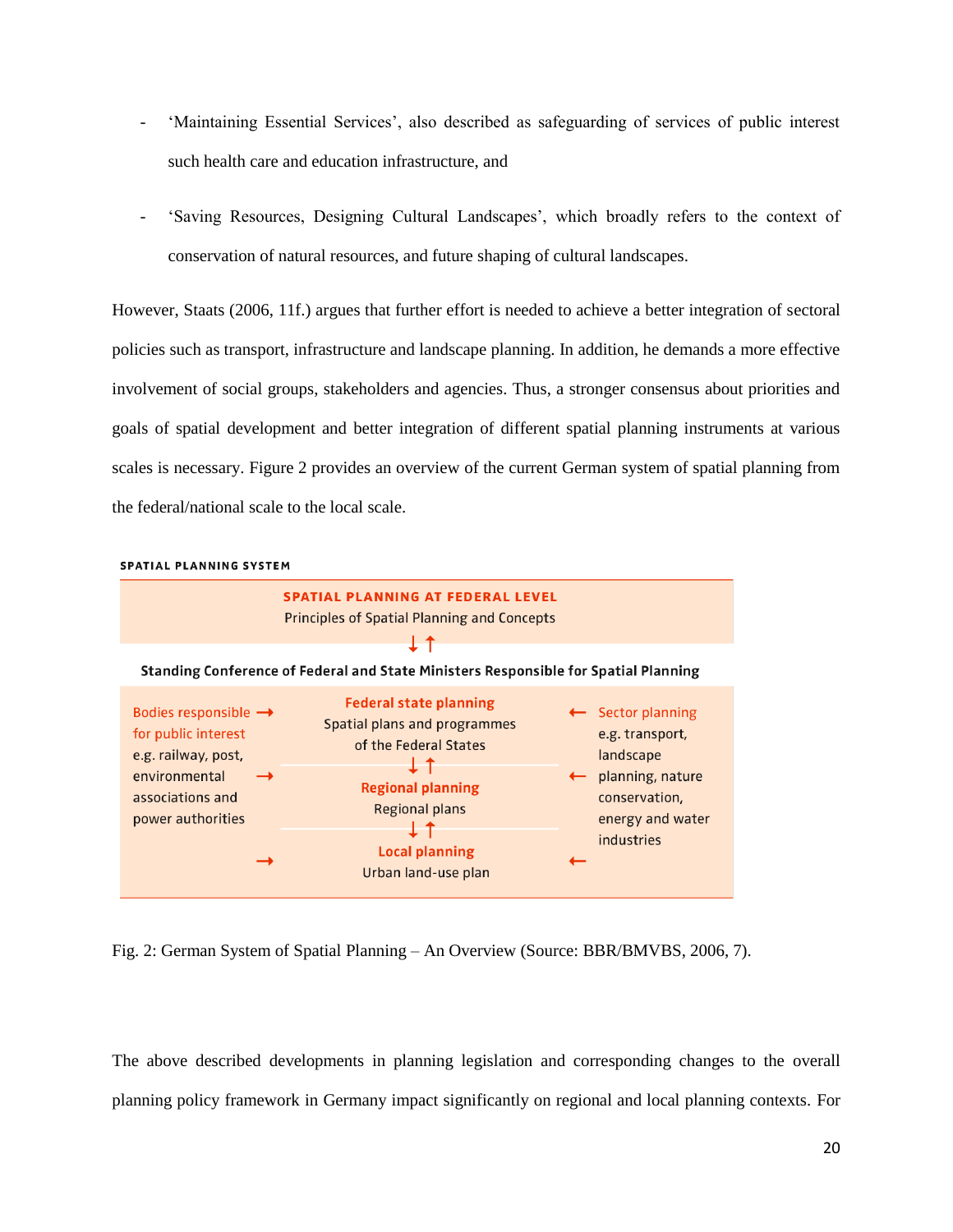- ‘Maintaining Essential Services’, also described as safeguarding of services of public interest such health care and education infrastructure, and

- ‘Saving Resources, Designing Cultural Landscapes’, which broadly refers to the context of conservation of natural resources, and future shaping of cultural landscapes.

However, Staats (2006, 11f.) argues that further effort is needed to achieve a better integration of sectoral policies such as transport, infrastructure and landscape planning. In addition, he demands a more effective involvement of social groups, stakeholders and agencies. Thus, a stronger consensus about priorities and goals of spatial development and better integration of different spatial planning instruments at various scales is necessary. Figure 2 provides an overview of the current German system of spatial planning from the federal/national scale to the local scale.

**SPATIAL PLANNING SYSTEM**

**SPATIAL PLANNING AT FEDERAL LEVEL**
Principles of Spatial Planning and Concepts

↓ ↑

**Standing Conference of Federal and State Ministers Responsible for Spatial Planning**

| Bodies responsible for public interest e.g. railway, post, environmental associations and power authorities | Federal state planning / Regional planning / Local planning | Sector planning e.g. transport, landscape planning, nature conservation, energy and water industries |
|---|---|---|
| → | **Federal state planning** Spatial plans and programmes of the Federal States ↓ ↑ | ← |
| → | **Regional planning** Regional plans ↓ ↑ | ← |
| → | **Local planning** Urban land-use plan | ← |

Fig. 2: German System of Spatial Planning – An Overview (Source: BBR/BMVBS, 2006, 7).

The above described developments in planning legislation and corresponding changes to the overall planning policy framework in Germany impact significantly on regional and local planning contexts. For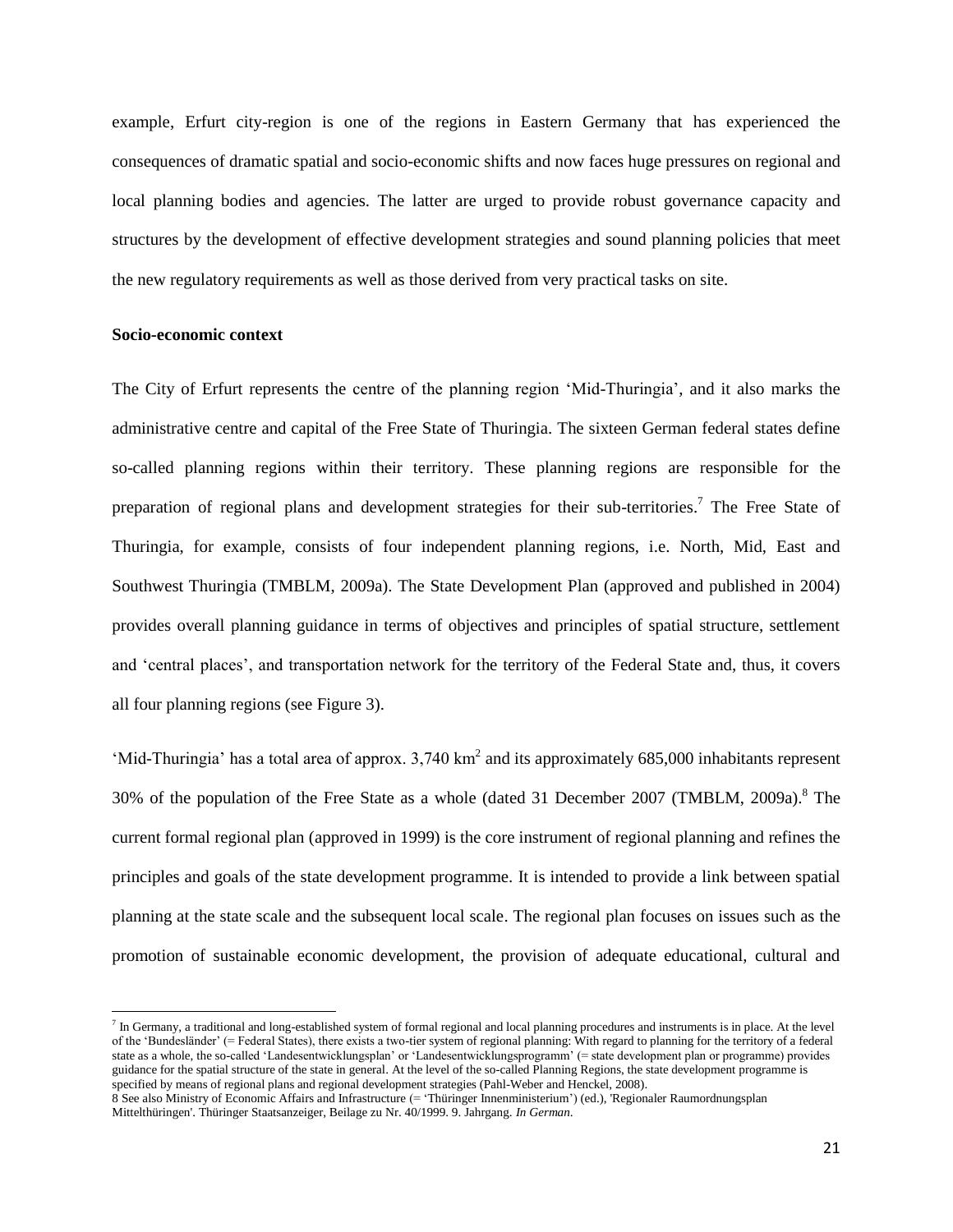example, Erfurt city-region is one of the regions in Eastern Germany that has experienced the consequences of dramatic spatial and socio-economic shifts and now faces huge pressures on regional and local planning bodies and agencies. The latter are urged to provide robust governance capacity and structures by the development of effective development strategies and sound planning policies that meet the new regulatory requirements as well as those derived from very practical tasks on site.

**Socio-economic context**

The City of Erfurt represents the centre of the planning region 'Mid-Thuringia', and it also marks the administrative centre and capital of the Free State of Thuringia. The sixteen German federal states define so-called planning regions within their territory. These planning regions are responsible for the preparation of regional plans and development strategies for their sub-territories.[7] The Free State of Thuringia, for example, consists of four independent planning regions, i.e. North, Mid, East and Southwest Thuringia (TMBLM, 2009a). The State Development Plan (approved and published in 2004) provides overall planning guidance in terms of objectives and principles of spatial structure, settlement and 'central places', and transportation network for the territory of the Federal State and, thus, it covers all four planning regions (see Figure 3).

'Mid-Thuringia' has a total area of approx. 3,740 km$^2$ and its approximately 685,000 inhabitants represent 30% of the population of the Free State as a whole (dated 31 December 2007 (TMBLM, 2009a).[8] The current formal regional plan (approved in 1999) is the core instrument of regional planning and refines the principles and goals of the state development programme. It is intended to provide a link between spatial planning at the state scale and the subsequent local scale. The regional plan focuses on issues such as the promotion of sustainable economic development, the provision of adequate educational, cultural and

---

[7] In Germany, a traditional and long-established system of formal regional and local planning procedures and instruments is in place. At the level of the 'Bundesländer' (= Federal States), there exists a two-tier system of regional planning: With regard to planning for the territory of a federal state as a whole, the so-called 'Landesentwicklungsplan' or 'Landesentwicklungsprogramm' (= state development plan or programme) provides guidance for the spatial structure of the state in general. At the level of the so-called Planning Regions, the state development programme is specified by means of regional plans and regional development strategies (Pahl-Weber and Henckel, 2008).

[8] See also Ministry of Economic Affairs and Infrastructure (= 'Thüringer Innenministerium') (ed.), 'Regionaler Raumordnungsplan Mittelthüringen'. Thüringer Staatsanzeiger, Beilage zu Nr. 40/1999. 9. Jahrgang. *In German*.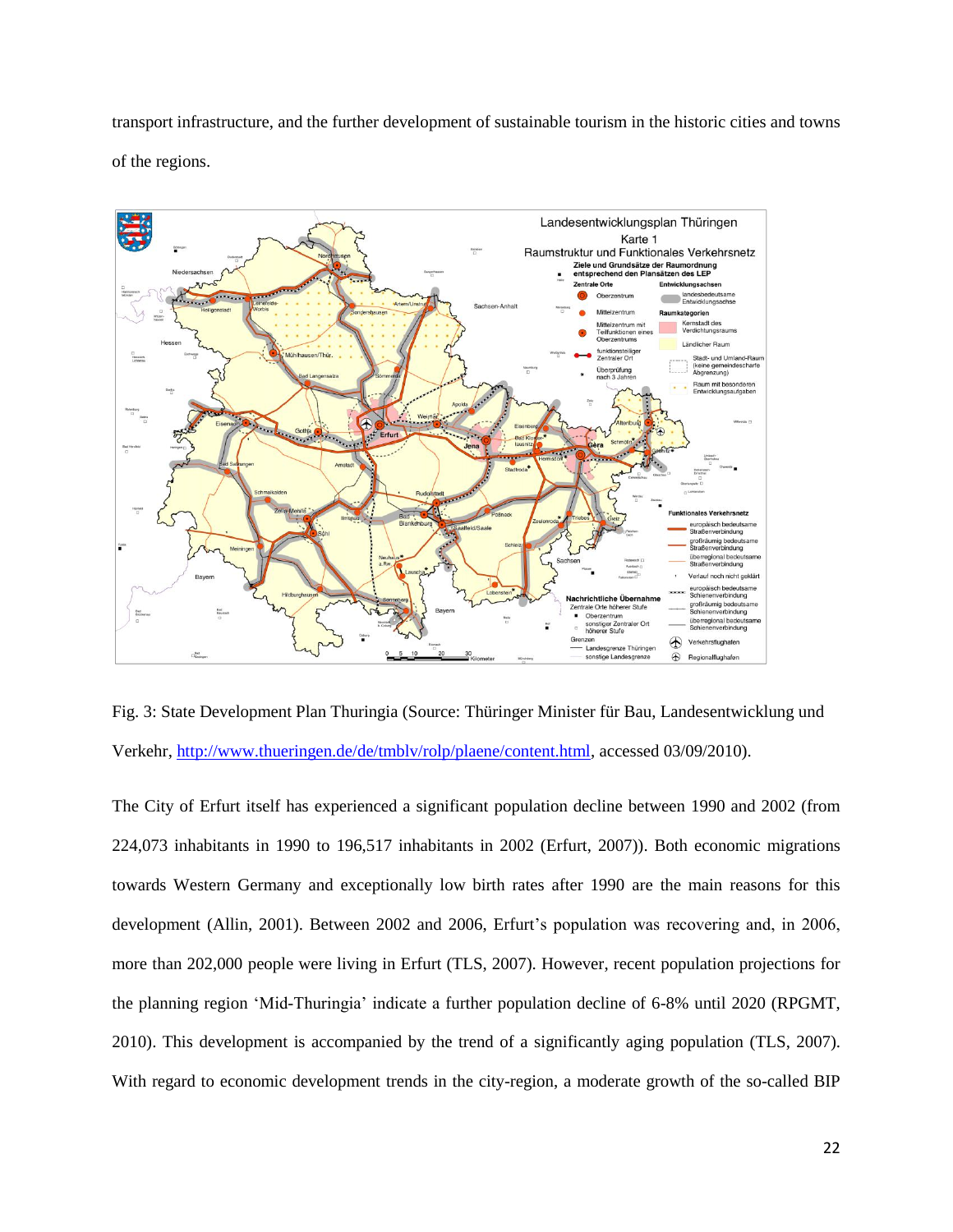transport infrastructure, and the further development of sustainable tourism in the historic cities and towns of the regions.

Fig. 3: State Development Plan Thuringia (Source: Thüringer Minister für Bau, Landesentwicklung und Verkehr, http://www.thueringen.de/de/tmblv/rolp/plaene/content.html, accessed 03/09/2010).

The City of Erfurt itself has experienced a significant population decline between 1990 and 2002 (from 224,073 inhabitants in 1990 to 196,517 inhabitants in 2002 (Erfurt, 2007)). Both economic migrations towards Western Germany and exceptionally low birth rates after 1990 are the main reasons for this development (Allin, 2001). Between 2002 and 2006, Erfurt's population was recovering and, in 2006, more than 202,000 people were living in Erfurt (TLS, 2007). However, recent population projections for the planning region 'Mid-Thuringia' indicate a further population decline of 6-8% until 2020 (RPGMT, 2010). This development is accompanied by the trend of a significantly aging population (TLS, 2007). With regard to economic development trends in the city-region, a moderate growth of the so-called BIP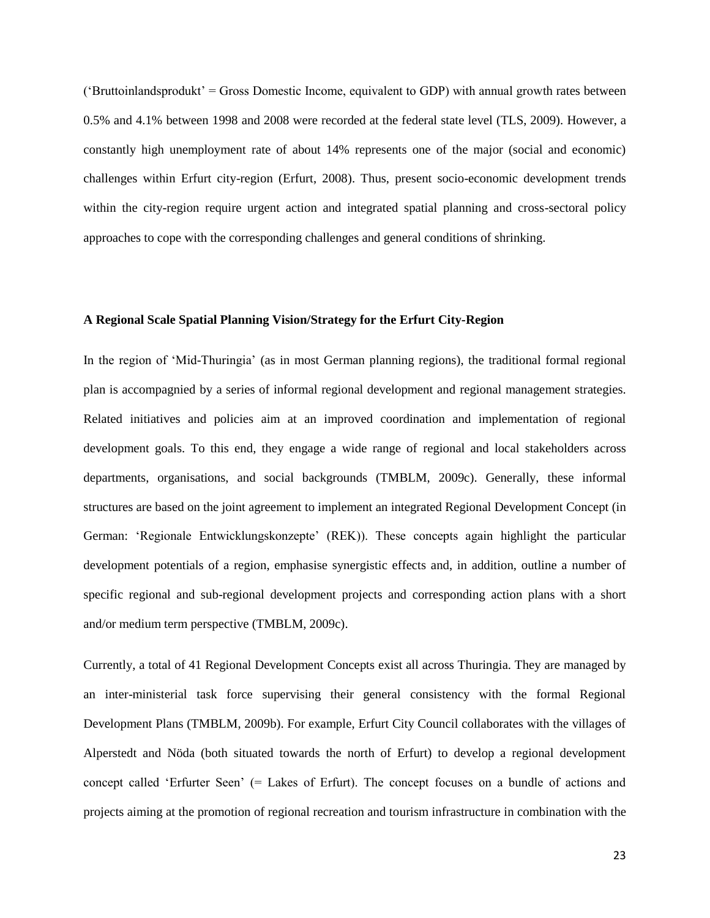('Bruttoinlandsprodukt' = Gross Domestic Income, equivalent to GDP) with annual growth rates between 0.5% and 4.1% between 1998 and 2008 were recorded at the federal state level (TLS, 2009). However, a constantly high unemployment rate of about 14% represents one of the major (social and economic) challenges within Erfurt city-region (Erfurt, 2008). Thus, present socio-economic development trends within the city-region require urgent action and integrated spatial planning and cross-sectoral policy approaches to cope with the corresponding challenges and general conditions of shrinking.

**A Regional Scale Spatial Planning Vision/Strategy for the Erfurt City-Region**

In the region of 'Mid-Thuringia' (as in most German planning regions), the traditional formal regional plan is accompagnied by a series of informal regional development and regional management strategies. Related initiatives and policies aim at an improved coordination and implementation of regional development goals. To this end, they engage a wide range of regional and local stakeholders across departments, organisations, and social backgrounds (TMBLM, 2009c). Generally, these informal structures are based on the joint agreement to implement an integrated Regional Development Concept (in German: 'Regionale Entwicklungskonzepte' (REK)). These concepts again highlight the particular development potentials of a region, emphasise synergistic effects and, in addition, outline a number of specific regional and sub-regional development projects and corresponding action plans with a short and/or medium term perspective (TMBLM, 2009c).

Currently, a total of 41 Regional Development Concepts exist all across Thuringia. They are managed by an inter-ministerial task force supervising their general consistency with the formal Regional Development Plans (TMBLM, 2009b). For example, Erfurt City Council collaborates with the villages of Alperstedt and Nöda (both situated towards the north of Erfurt) to develop a regional development concept called 'Erfurter Seen' (= Lakes of Erfurt). The concept focuses on a bundle of actions and projects aiming at the promotion of regional recreation and tourism infrastructure in combination with the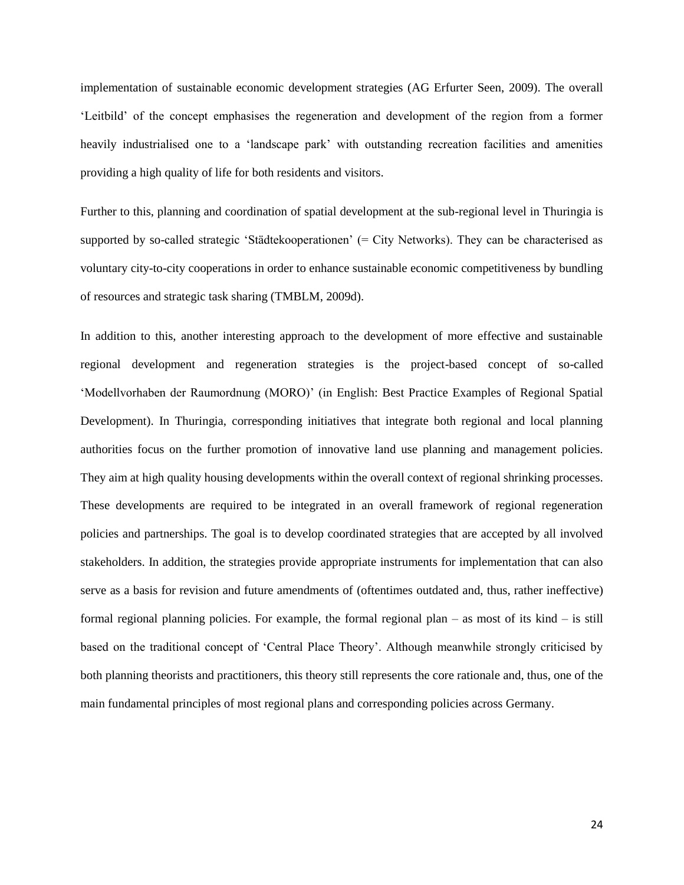implementation of sustainable economic development strategies (AG Erfurter Seen, 2009). The overall 'Leitbild' of the concept emphasises the regeneration and development of the region from a former heavily industrialised one to a 'landscape park' with outstanding recreation facilities and amenities providing a high quality of life for both residents and visitors.

Further to this, planning and coordination of spatial development at the sub-regional level in Thuringia is supported by so-called strategic 'Städtekooperationen' (= City Networks). They can be characterised as voluntary city-to-city cooperations in order to enhance sustainable economic competitiveness by bundling of resources and strategic task sharing (TMBLM, 2009d).

In addition to this, another interesting approach to the development of more effective and sustainable regional development and regeneration strategies is the project-based concept of so-called 'Modellvorhaben der Raumordnung (MORO)' (in English: Best Practice Examples of Regional Spatial Development). In Thuringia, corresponding initiatives that integrate both regional and local planning authorities focus on the further promotion of innovative land use planning and management policies. They aim at high quality housing developments within the overall context of regional shrinking processes. These developments are required to be integrated in an overall framework of regional regeneration policies and partnerships. The goal is to develop coordinated strategies that are accepted by all involved stakeholders. In addition, the strategies provide appropriate instruments for implementation that can also serve as a basis for revision and future amendments of (oftentimes outdated and, thus, rather ineffective) formal regional planning policies. For example, the formal regional plan – as most of its kind – is still based on the traditional concept of 'Central Place Theory'. Although meanwhile strongly criticised by both planning theorists and practitioners, this theory still represents the core rationale and, thus, one of the main fundamental principles of most regional plans and corresponding policies across Germany.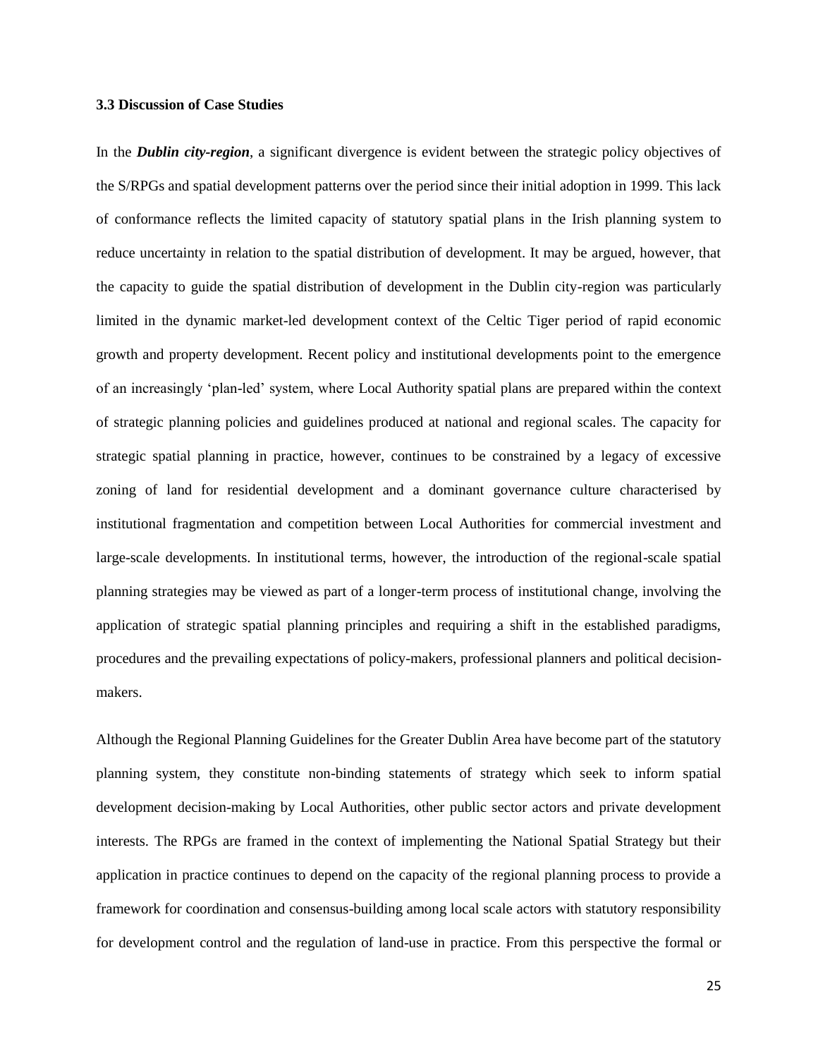### 3.3 Discussion of Case Studies

In the ***Dublin city-region***, a significant divergence is evident between the strategic policy objectives of the S/RPGs and spatial development patterns over the period since their initial adoption in 1999. This lack of conformance reflects the limited capacity of statutory spatial plans in the Irish planning system to reduce uncertainty in relation to the spatial distribution of development. It may be argued, however, that the capacity to guide the spatial distribution of development in the Dublin city-region was particularly limited in the dynamic market-led development context of the Celtic Tiger period of rapid economic growth and property development. Recent policy and institutional developments point to the emergence of an increasingly 'plan-led' system, where Local Authority spatial plans are prepared within the context of strategic planning policies and guidelines produced at national and regional scales. The capacity for strategic spatial planning in practice, however, continues to be constrained by a legacy of excessive zoning of land for residential development and a dominant governance culture characterised by institutional fragmentation and competition between Local Authorities for commercial investment and large-scale developments. In institutional terms, however, the introduction of the regional-scale spatial planning strategies may be viewed as part of a longer-term process of institutional change, involving the application of strategic spatial planning principles and requiring a shift in the established paradigms, procedures and the prevailing expectations of policy-makers, professional planners and political decision-makers.

Although the Regional Planning Guidelines for the Greater Dublin Area have become part of the statutory planning system, they constitute non-binding statements of strategy which seek to inform spatial development decision-making by Local Authorities, other public sector actors and private development interests. The RPGs are framed in the context of implementing the National Spatial Strategy but their application in practice continues to depend on the capacity of the regional planning process to provide a framework for coordination and consensus-building among local scale actors with statutory responsibility for development control and the regulation of land-use in practice. From this perspective the formal or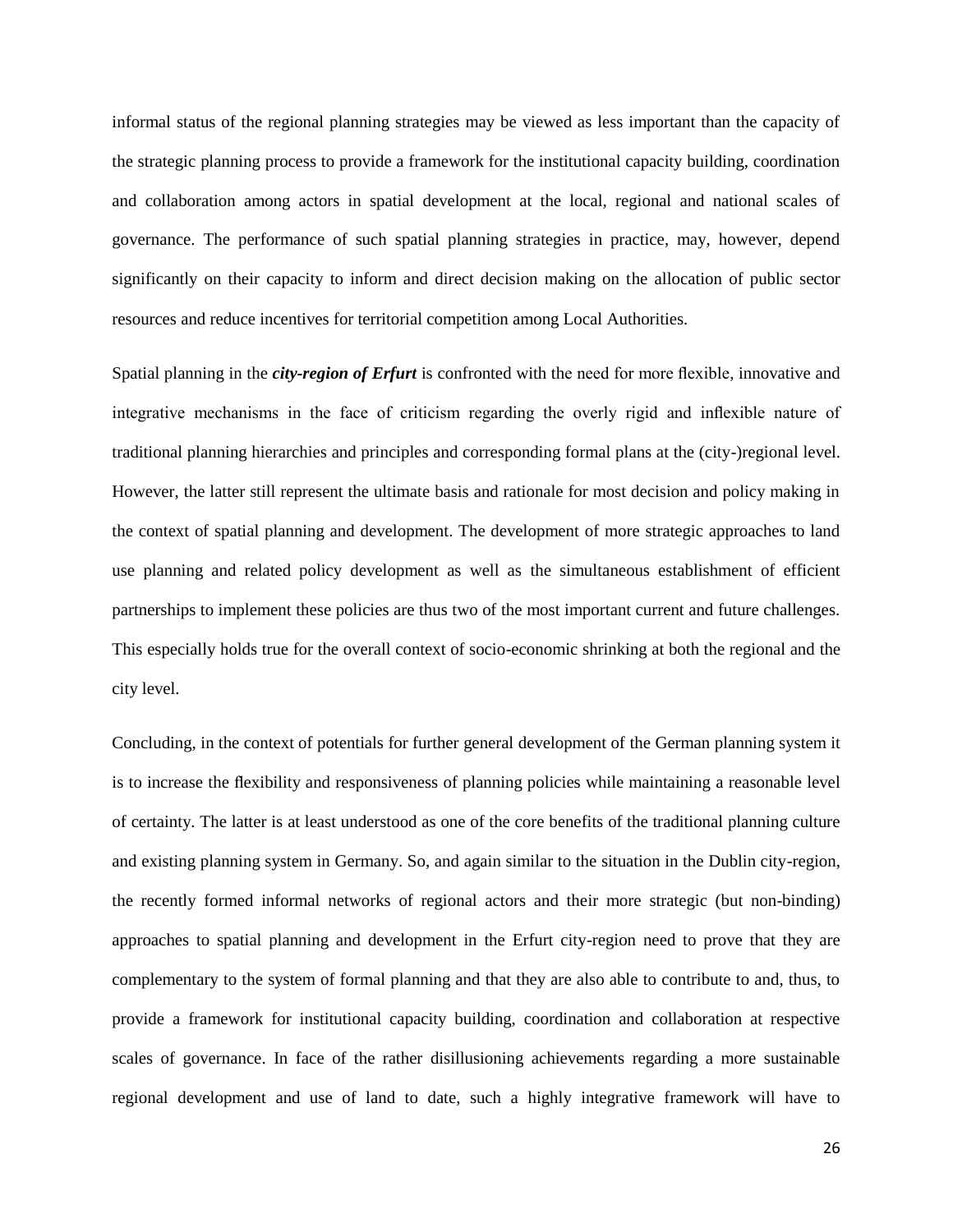informal status of the regional planning strategies may be viewed as less important than the capacity of the strategic planning process to provide a framework for the institutional capacity building, coordination and collaboration among actors in spatial development at the local, regional and national scales of governance. The performance of such spatial planning strategies in practice, may, however, depend significantly on their capacity to inform and direct decision making on the allocation of public sector resources and reduce incentives for territorial competition among Local Authorities.

Spatial planning in the ***city-region of Erfurt*** is confronted with the need for more flexible, innovative and integrative mechanisms in the face of criticism regarding the overly rigid and inflexible nature of traditional planning hierarchies and principles and corresponding formal plans at the (city-)regional level. However, the latter still represent the ultimate basis and rationale for most decision and policy making in the context of spatial planning and development. The development of more strategic approaches to land use planning and related policy development as well as the simultaneous establishment of efficient partnerships to implement these policies are thus two of the most important current and future challenges. This especially holds true for the overall context of socio-economic shrinking at both the regional and the city level.

Concluding, in the context of potentials for further general development of the German planning system it is to increase the flexibility and responsiveness of planning policies while maintaining a reasonable level of certainty. The latter is at least understood as one of the core benefits of the traditional planning culture and existing planning system in Germany. So, and again similar to the situation in the Dublin city-region, the recently formed informal networks of regional actors and their more strategic (but non-binding) approaches to spatial planning and development in the Erfurt city-region need to prove that they are complementary to the system of formal planning and that they are also able to contribute to and, thus, to provide a framework for institutional capacity building, coordination and collaboration at respective scales of governance. In face of the rather disillusioning achievements regarding a more sustainable regional development and use of land to date, such a highly integrative framework will have to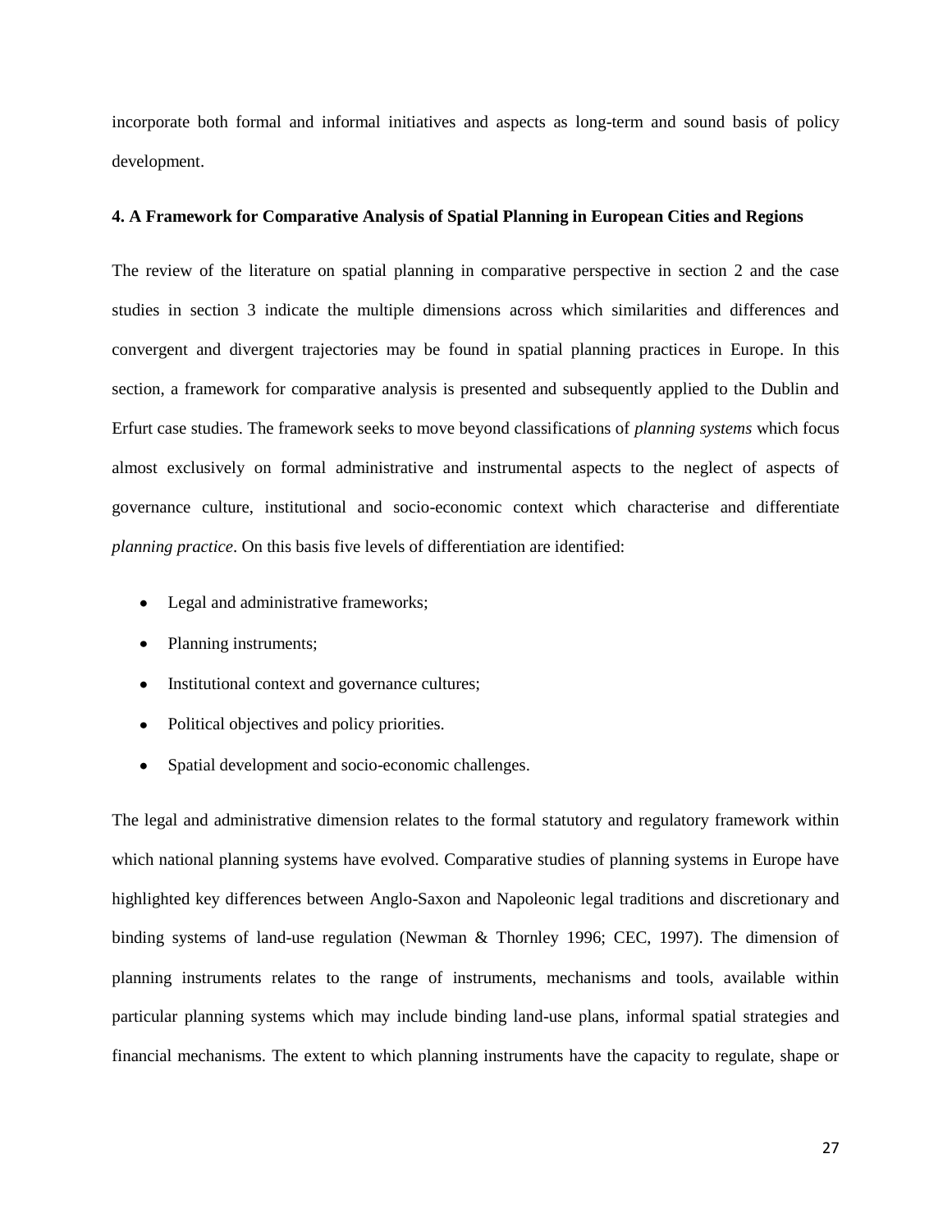incorporate both formal and informal initiatives and aspects as long-term and sound basis of policy development.

### 4. A Framework for Comparative Analysis of Spatial Planning in European Cities and Regions

The review of the literature on spatial planning in comparative perspective in section 2 and the case studies in section 3 indicate the multiple dimensions across which similarities and differences and convergent and divergent trajectories may be found in spatial planning practices in Europe. In this section, a framework for comparative analysis is presented and subsequently applied to the Dublin and Erfurt case studies. The framework seeks to move beyond classifications of *planning systems* which focus almost exclusively on formal administrative and instrumental aspects to the neglect of aspects of governance culture, institutional and socio-economic context which characterise and differentiate *planning practice*. On this basis five levels of differentiation are identified:

- Legal and administrative frameworks;
- Planning instruments;
- Institutional context and governance cultures;
- Political objectives and policy priorities.
- Spatial development and socio-economic challenges.

The legal and administrative dimension relates to the formal statutory and regulatory framework within which national planning systems have evolved. Comparative studies of planning systems in Europe have highlighted key differences between Anglo-Saxon and Napoleonic legal traditions and discretionary and binding systems of land-use regulation (Newman & Thornley 1996; CEC, 1997). The dimension of planning instruments relates to the range of instruments, mechanisms and tools, available within particular planning systems which may include binding land-use plans, informal spatial strategies and financial mechanisms. The extent to which planning instruments have the capacity to regulate, shape or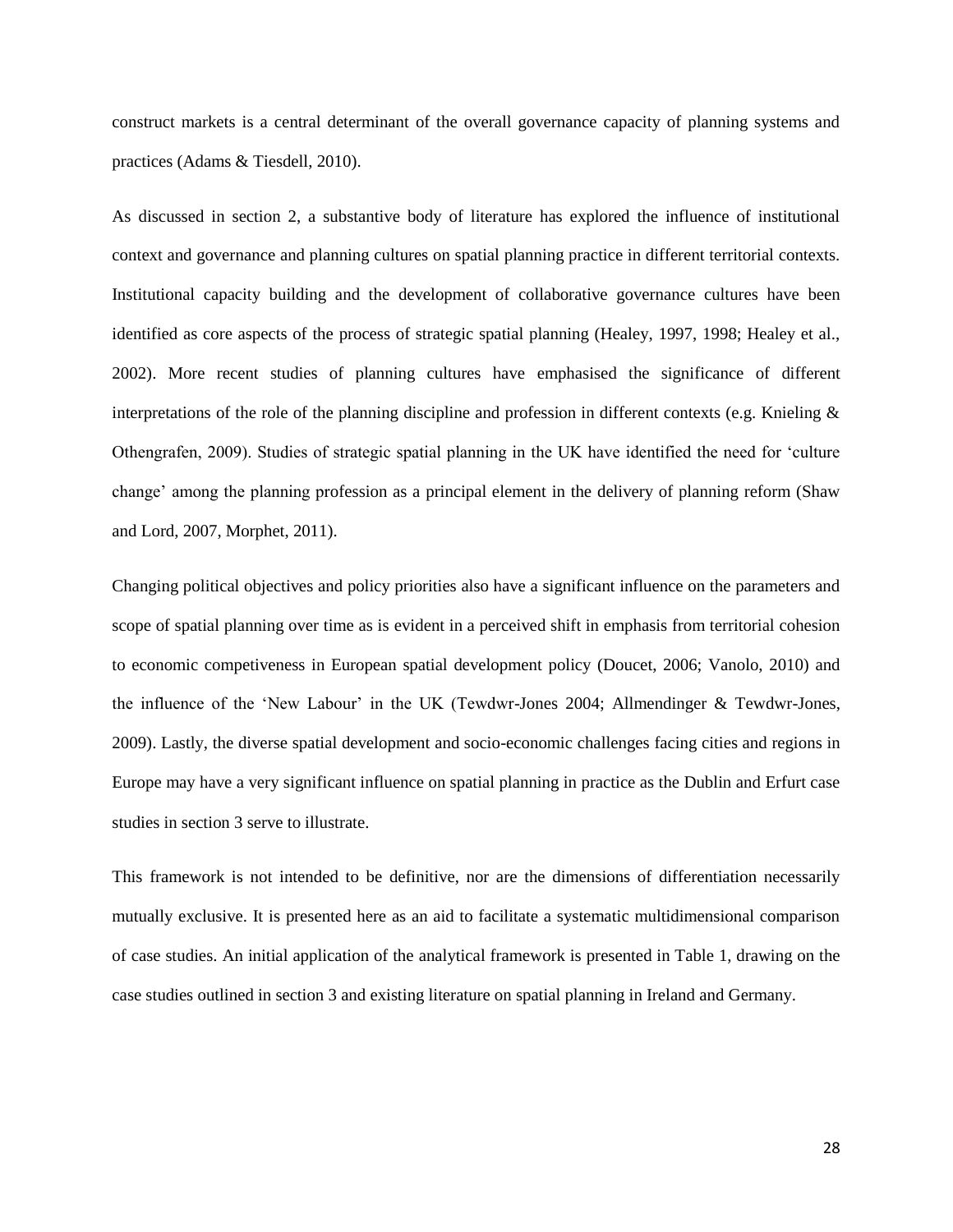construct markets is a central determinant of the overall governance capacity of planning systems and practices (Adams & Tiesdell, 2010).

As discussed in section 2, a substantive body of literature has explored the influence of institutional context and governance and planning cultures on spatial planning practice in different territorial contexts. Institutional capacity building and the development of collaborative governance cultures have been identified as core aspects of the process of strategic spatial planning (Healey, 1997, 1998; Healey et al., 2002). More recent studies of planning cultures have emphasised the significance of different interpretations of the role of the planning discipline and profession in different contexts (e.g. Knieling & Othengrafen, 2009). Studies of strategic spatial planning in the UK have identified the need for 'culture change' among the planning profession as a principal element in the delivery of planning reform (Shaw and Lord, 2007, Morphet, 2011).

Changing political objectives and policy priorities also have a significant influence on the parameters and scope of spatial planning over time as is evident in a perceived shift in emphasis from territorial cohesion to economic competiveness in European spatial development policy (Doucet, 2006; Vanolo, 2010) and the influence of the 'New Labour' in the UK (Tewdwr-Jones 2004; Allmendinger & Tewdwr-Jones, 2009). Lastly, the diverse spatial development and socio-economic challenges facing cities and regions in Europe may have a very significant influence on spatial planning in practice as the Dublin and Erfurt case studies in section 3 serve to illustrate.

This framework is not intended to be definitive, nor are the dimensions of differentiation necessarily mutually exclusive. It is presented here as an aid to facilitate a systematic multidimensional comparison of case studies. An initial application of the analytical framework is presented in Table 1, drawing on the case studies outlined in section 3 and existing literature on spatial planning in Ireland and Germany.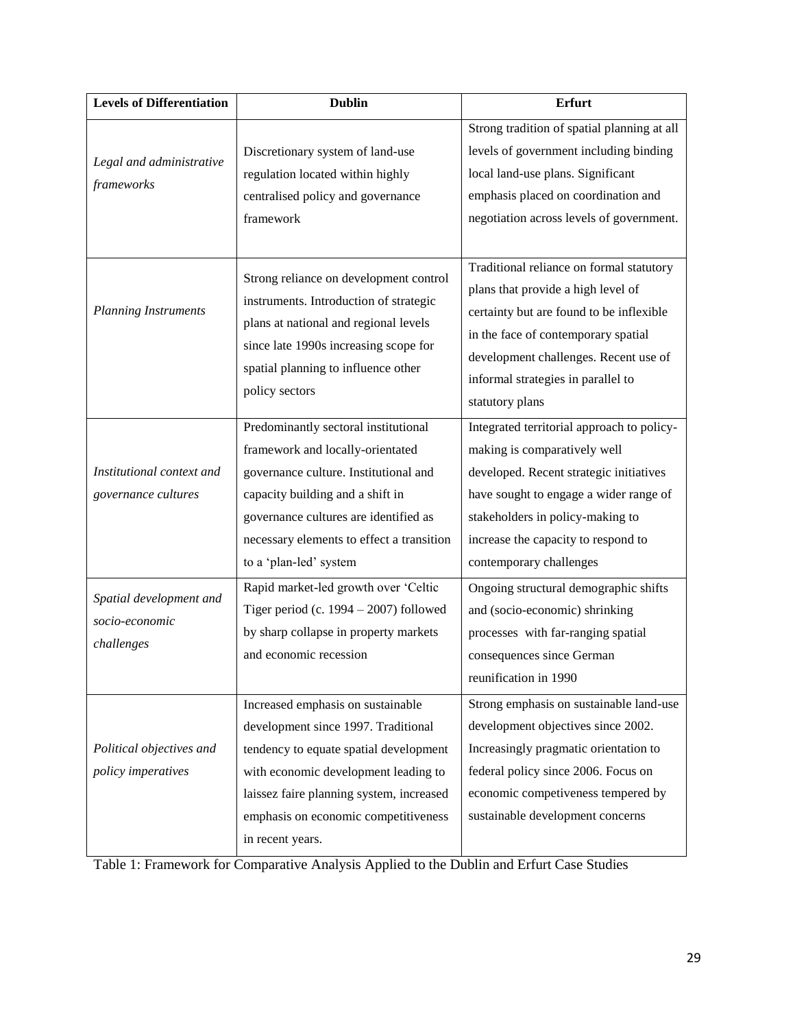| **Levels of Differentiation** | **Dublin** | **Erfurt** |
|---|---|---|
| *Legal and administrative frameworks* | Discretionary system of land-use regulation located within highly centralised policy and governance framework | Strong tradition of spatial planning at all levels of government including binding local land-use plans. Significant emphasis placed on coordination and negotiation across levels of government. |
| *Planning Instruments* | Strong reliance on development control instruments. Introduction of strategic plans at national and regional levels since late 1990s increasing scope for spatial planning to influence other policy sectors | Traditional reliance on formal statutory plans that provide a high level of certainty but are found to be inflexible in the face of contemporary spatial development challenges. Recent use of informal strategies in parallel to statutory plans |
| *Institutional context and governance cultures* | Predominantly sectoral institutional framework and locally-orientated governance culture. Institutional and capacity building and a shift in governance cultures are identified as necessary elements to effect a transition to a 'plan-led' system | Integrated territorial approach to policy-making is comparatively well developed. Recent strategic initiatives have sought to engage a wider range of stakeholders in policy-making to increase the capacity to respond to contemporary challenges |
| *Spatial development and socio-economic challenges* | Rapid market-led growth over 'Celtic Tiger period (c. 1994 – 2007) followed by sharp collapse in property markets and economic recession | Ongoing structural demographic shifts and (socio-economic) shrinking processes with far-ranging spatial consequences since German reunification in 1990 |
| *Political objectives and policy imperatives* | Increased emphasis on sustainable development since 1997. Traditional tendency to equate spatial development with economic development leading to laissez faire planning system, increased emphasis on economic competitiveness in recent years. | Strong emphasis on sustainable land-use development objectives since 2002. Increasingly pragmatic orientation to federal policy since 2006. Focus on economic competiveness tempered by sustainable development concerns |

Table 1: Framework for Comparative Analysis Applied to the Dublin and Erfurt Case Studies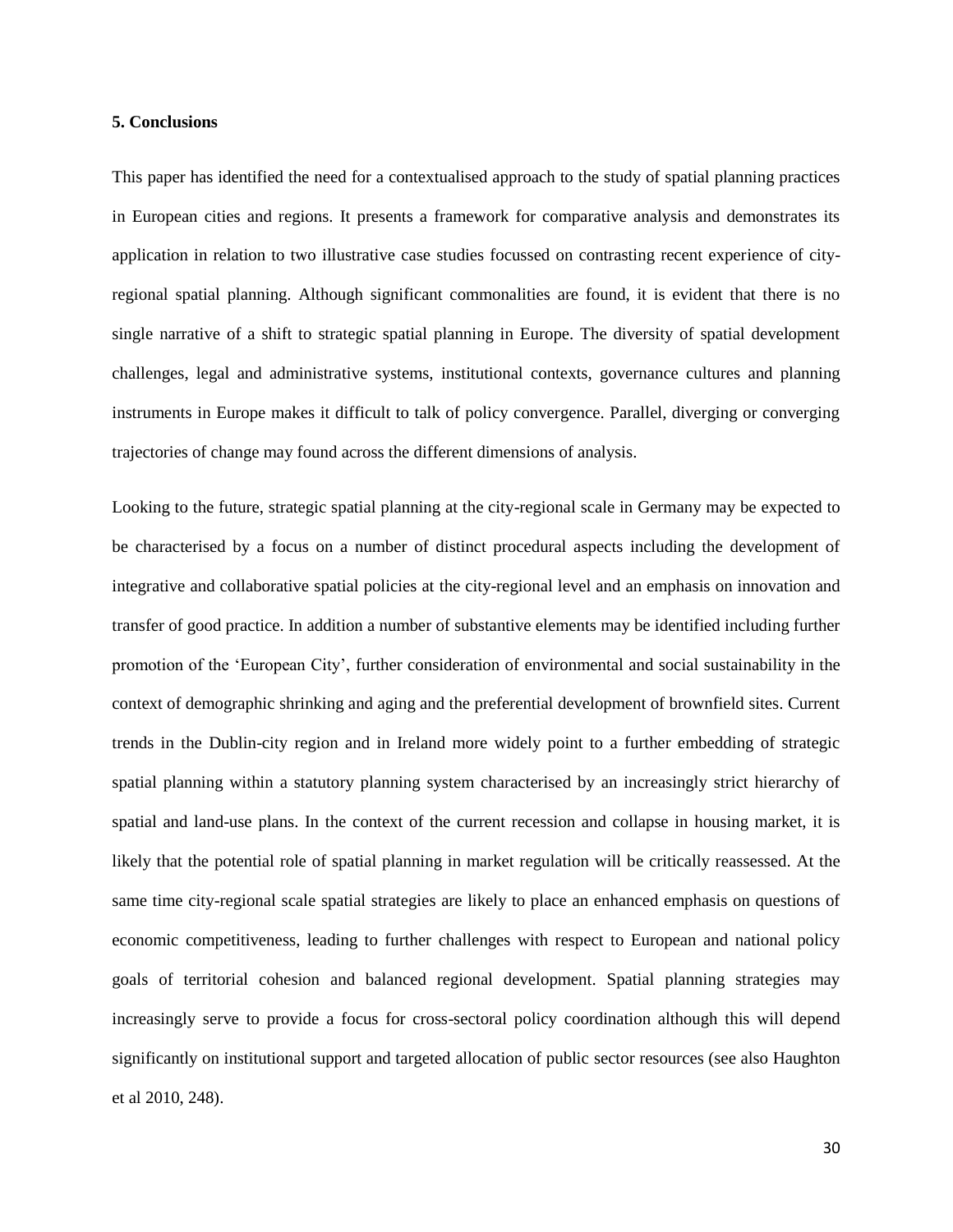## 5. Conclusions

This paper has identified the need for a contextualised approach to the study of spatial planning practices in European cities and regions. It presents a framework for comparative analysis and demonstrates its application in relation to two illustrative case studies focussed on contrasting recent experience of city-regional spatial planning. Although significant commonalities are found, it is evident that there is no single narrative of a shift to strategic spatial planning in Europe. The diversity of spatial development challenges, legal and administrative systems, institutional contexts, governance cultures and planning instruments in Europe makes it difficult to talk of policy convergence. Parallel, diverging or converging trajectories of change may found across the different dimensions of analysis.

Looking to the future, strategic spatial planning at the city-regional scale in Germany may be expected to be characterised by a focus on a number of distinct procedural aspects including the development of integrative and collaborative spatial policies at the city-regional level and an emphasis on innovation and transfer of good practice. In addition a number of substantive elements may be identified including further promotion of the 'European City', further consideration of environmental and social sustainability in the context of demographic shrinking and aging and the preferential development of brownfield sites. Current trends in the Dublin-city region and in Ireland more widely point to a further embedding of strategic spatial planning within a statutory planning system characterised by an increasingly strict hierarchy of spatial and land-use plans. In the context of the current recession and collapse in housing market, it is likely that the potential role of spatial planning in market regulation will be critically reassessed. At the same time city-regional scale spatial strategies are likely to place an enhanced emphasis on questions of economic competitiveness, leading to further challenges with respect to European and national policy goals of territorial cohesion and balanced regional development. Spatial planning strategies may increasingly serve to provide a focus for cross-sectoral policy coordination although this will depend significantly on institutional support and targeted allocation of public sector resources (see also Haughton et al 2010, 248).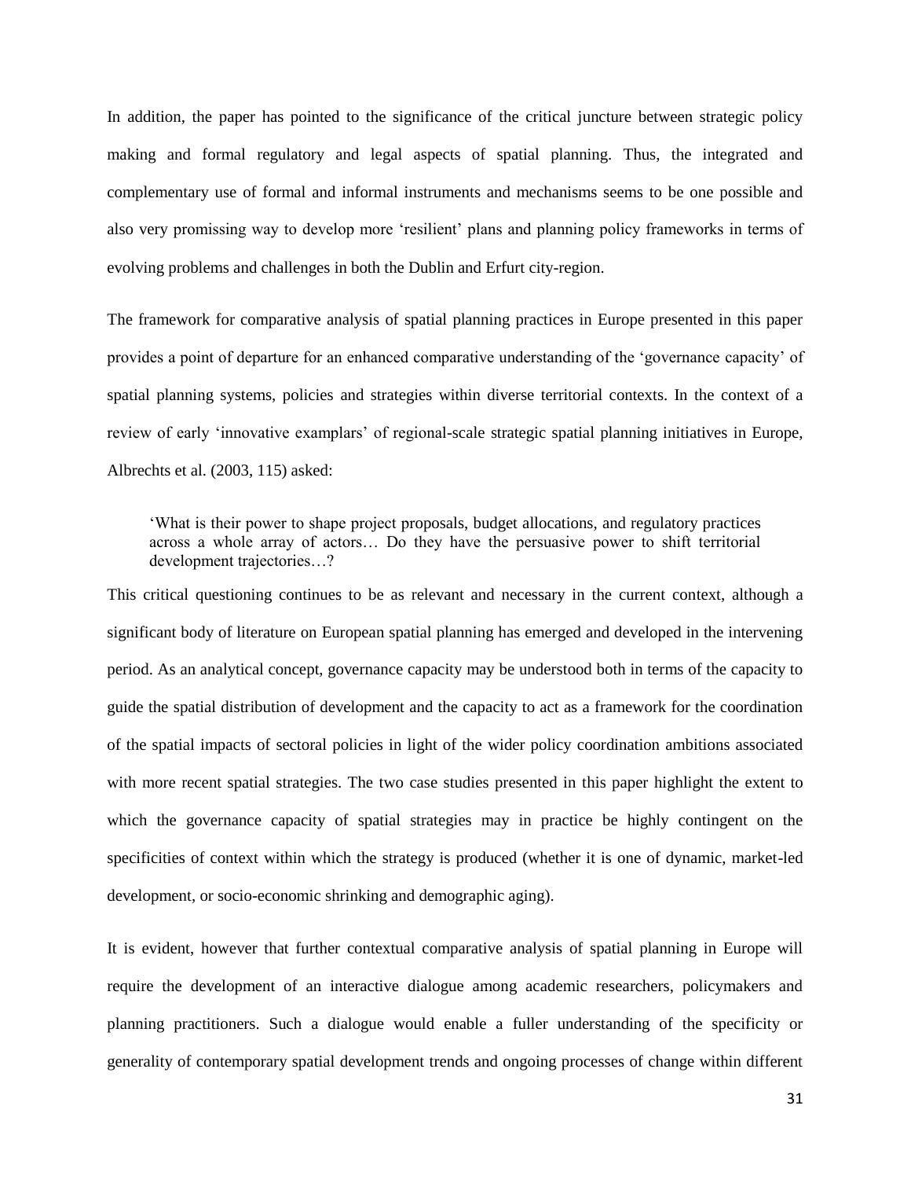In addition, the paper has pointed to the significance of the critical juncture between strategic policy making and formal regulatory and legal aspects of spatial planning. Thus, the integrated and complementary use of formal and informal instruments and mechanisms seems to be one possible and also very promissing way to develop more 'resilient' plans and planning policy frameworks in terms of evolving problems and challenges in both the Dublin and Erfurt city-region.

The framework for comparative analysis of spatial planning practices in Europe presented in this paper provides a point of departure for an enhanced comparative understanding of the 'governance capacity' of spatial planning systems, policies and strategies within diverse territorial contexts. In the context of a review of early 'innovative examplars' of regional-scale strategic spatial planning initiatives in Europe, Albrechts et al. (2003, 115) asked:

> 'What is their power to shape project proposals, budget allocations, and regulatory practices across a whole array of actors… Do they have the persuasive power to shift territorial development trajectories…?

This critical questioning continues to be as relevant and necessary in the current context, although a significant body of literature on European spatial planning has emerged and developed in the intervening period. As an analytical concept, governance capacity may be understood both in terms of the capacity to guide the spatial distribution of development and the capacity to act as a framework for the coordination of the spatial impacts of sectoral policies in light of the wider policy coordination ambitions associated with more recent spatial strategies. The two case studies presented in this paper highlight the extent to which the governance capacity of spatial strategies may in practice be highly contingent on the specificities of context within which the strategy is produced (whether it is one of dynamic, market-led development, or socio-economic shrinking and demographic aging).

It is evident, however that further contextual comparative analysis of spatial planning in Europe will require the development of an interactive dialogue among academic researchers, policymakers and planning practitioners. Such a dialogue would enable a fuller understanding of the specificity or generality of contemporary spatial development trends and ongoing processes of change within different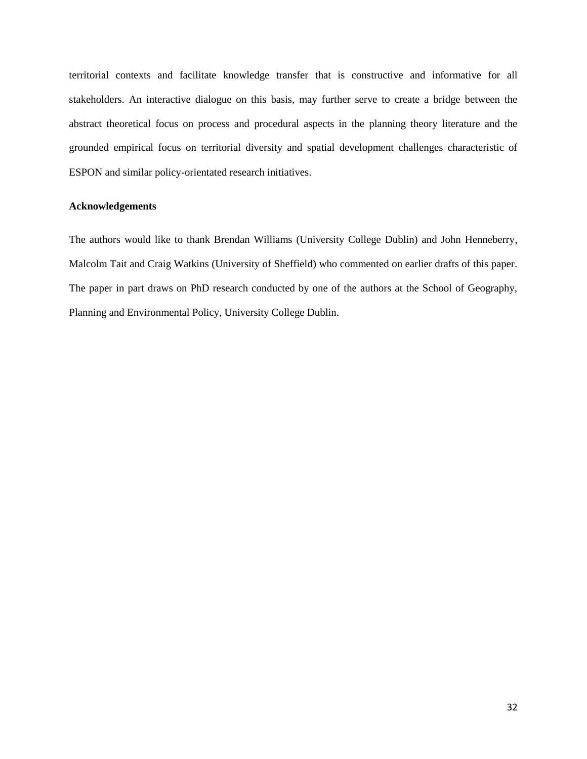territorial contexts and facilitate knowledge transfer that is constructive and informative for all stakeholders. An interactive dialogue on this basis, may further serve to create a bridge between the abstract theoretical focus on process and procedural aspects in the planning theory literature and the grounded empirical focus on territorial diversity and spatial development challenges characteristic of ESPON and similar policy-orientated research initiatives.

**Acknowledgements**

The authors would like to thank Brendan Williams (University College Dublin) and John Henneberry, Malcolm Tait and Craig Watkins (University of Sheffield) who commented on earlier drafts of this paper. The paper in part draws on PhD research conducted by one of the authors at the School of Geography, Planning and Environmental Policy, University College Dublin.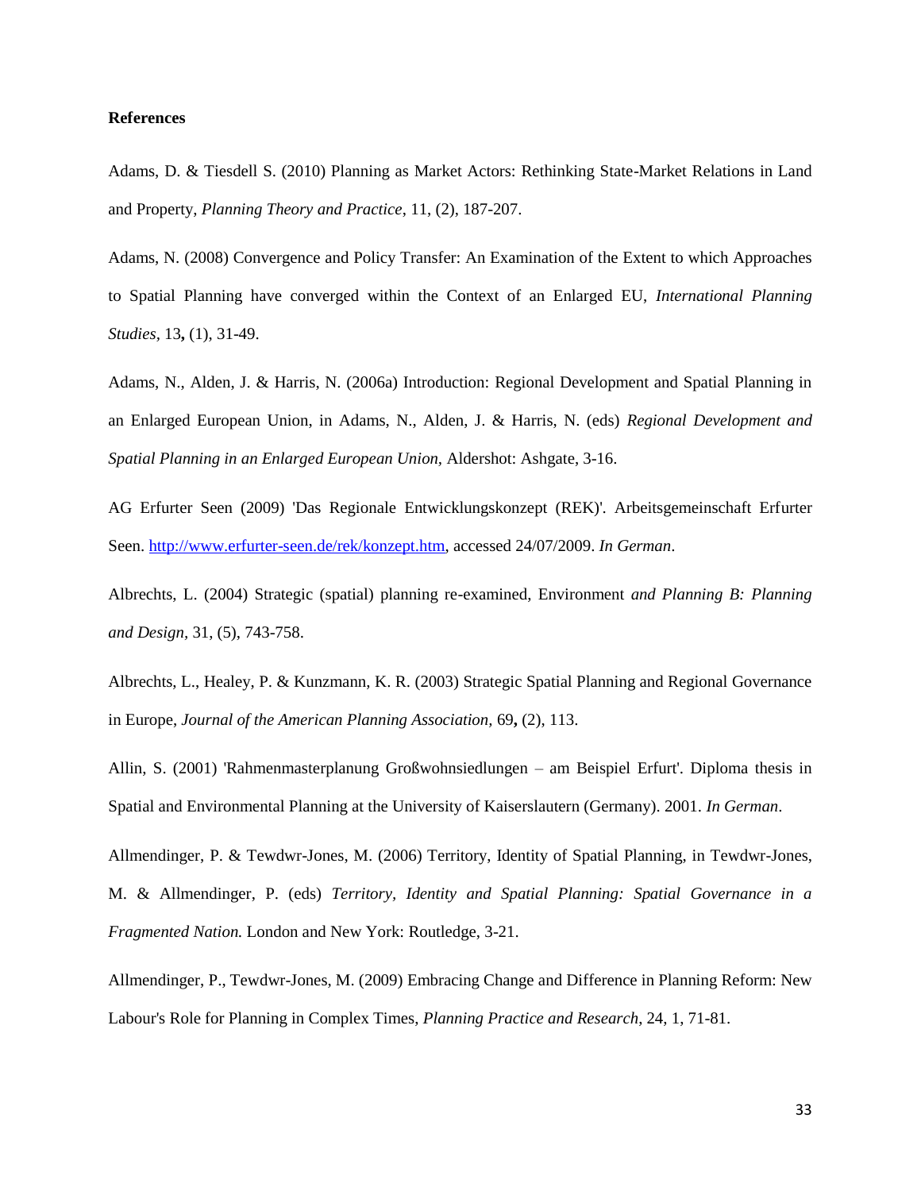**References**

Adams, D. & Tiesdell S. (2010) Planning as Market Actors: Rethinking State-Market Relations in Land and Property, *Planning Theory and Practice*, 11, (2), 187-207.

Adams, N. (2008) Convergence and Policy Transfer: An Examination of the Extent to which Approaches to Spatial Planning have converged within the Context of an Enlarged EU, *International Planning Studies,* 13**,** (1), 31-49.

Adams, N., Alden, J. & Harris, N. (2006a) Introduction: Regional Development and Spatial Planning in an Enlarged European Union, in Adams, N., Alden, J. & Harris, N. (eds) *Regional Development and Spatial Planning in an Enlarged European Union,* Aldershot: Ashgate, 3-16.

AG Erfurter Seen (2009) 'Das Regionale Entwicklungskonzept (REK)'. Arbeitsgemeinschaft Erfurter Seen. http://www.erfurter-seen.de/rek/konzept.htm, accessed 24/07/2009. *In German*.

Albrechts, L. (2004) Strategic (spatial) planning re-examined, Environment *and Planning B: Planning and Design,* 31, (5), 743-758.

Albrechts, L., Healey, P. & Kunzmann, K. R. (2003) Strategic Spatial Planning and Regional Governance in Europe, *Journal of the American Planning Association,* 69**,** (2), 113.

Allin, S. (2001) 'Rahmenmasterplanung Großwohnsiedlungen – am Beispiel Erfurt'. Diploma thesis in Spatial and Environmental Planning at the University of Kaiserslautern (Germany). 2001. *In German*.

Allmendinger, P. & Tewdwr-Jones, M. (2006) Territory, Identity of Spatial Planning, in Tewdwr-Jones, M. & Allmendinger, P. (eds) *Territory, Identity and Spatial Planning: Spatial Governance in a Fragmented Nation.* London and New York: Routledge, 3-21.

Allmendinger, P., Tewdwr-Jones, M. (2009) Embracing Change and Difference in Planning Reform: New Labour's Role for Planning in Complex Times, *Planning Practice and Research*, 24, 1, 71-81.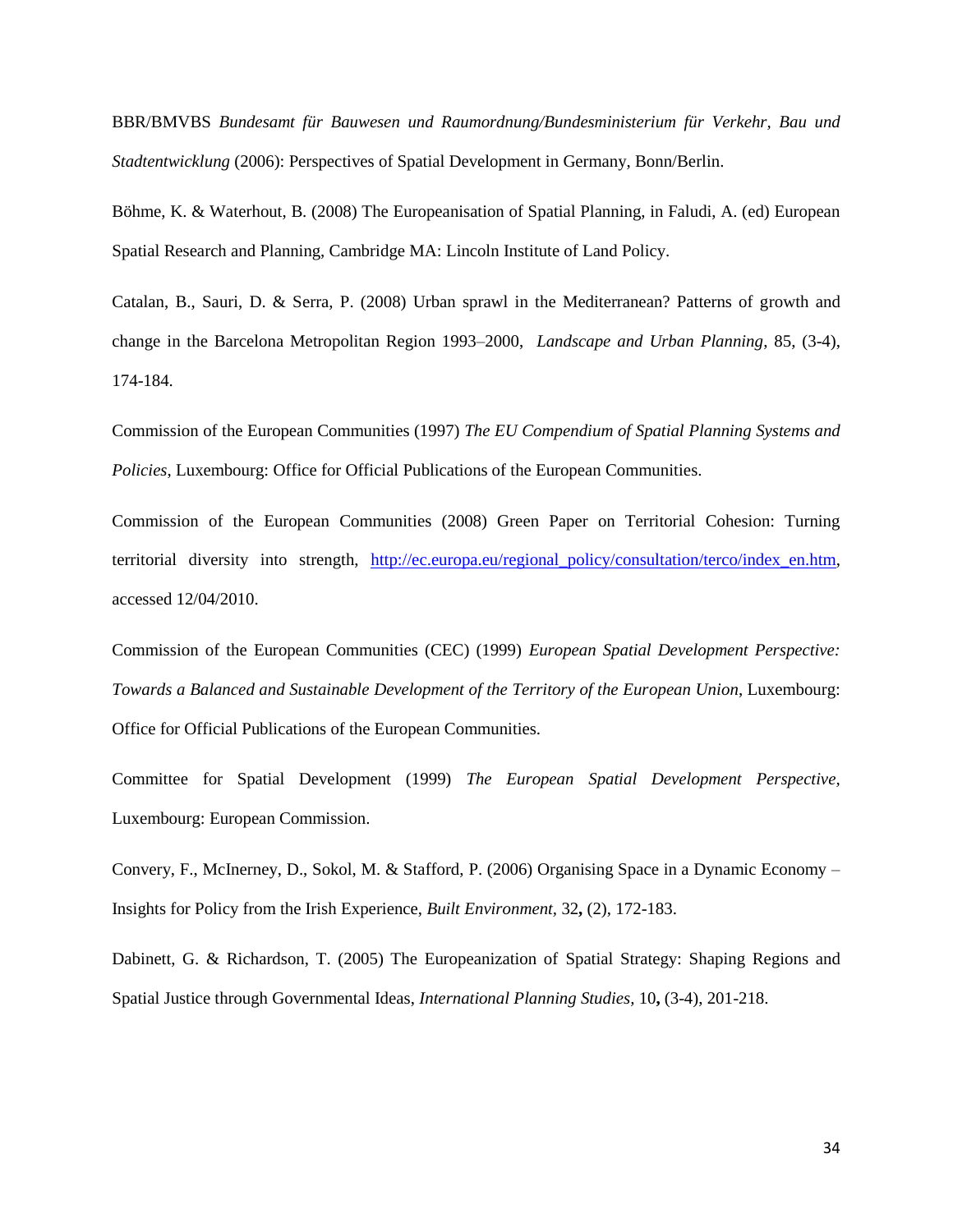BBR/BMVBS *Bundesamt für Bauwesen und Raumordnung/Bundesministerium für Verkehr, Bau und Stadtentwicklung* (2006): Perspectives of Spatial Development in Germany, Bonn/Berlin.

Böhme, K. & Waterhout, B. (2008) The Europeanisation of Spatial Planning, in Faludi, A. (ed) European Spatial Research and Planning, Cambridge MA: Lincoln Institute of Land Policy.

Catalan, B., Sauri, D. & Serra, P. (2008) Urban sprawl in the Mediterranean? Patterns of growth and change in the Barcelona Metropolitan Region 1993–2000, *Landscape and Urban Planning*, 85, (3-4), 174-184.

Commission of the European Communities (1997) *The EU Compendium of Spatial Planning Systems and Policies*, Luxembourg: Office for Official Publications of the European Communities.

Commission of the European Communities (2008) Green Paper on Territorial Cohesion: Turning territorial diversity into strength, http://ec.europa.eu/regional_policy/consultation/terco/index_en.htm, accessed 12/04/2010.

Commission of the European Communities (CEC) (1999) *European Spatial Development Perspective: Towards a Balanced and Sustainable Development of the Territory of the European Union*, Luxembourg: Office for Official Publications of the European Communities.

Committee for Spatial Development (1999) *The European Spatial Development Perspective*, Luxembourg: European Commission.

Convery, F., McInerney, D., Sokol, M. & Stafford, P. (2006) Organising Space in a Dynamic Economy – Insights for Policy from the Irish Experience, *Built Environment*, 32**,** (2), 172-183.

Dabinett, G. & Richardson, T. (2005) The Europeanization of Spatial Strategy: Shaping Regions and Spatial Justice through Governmental Ideas, *International Planning Studies*, 10**,** (3-4), 201-218.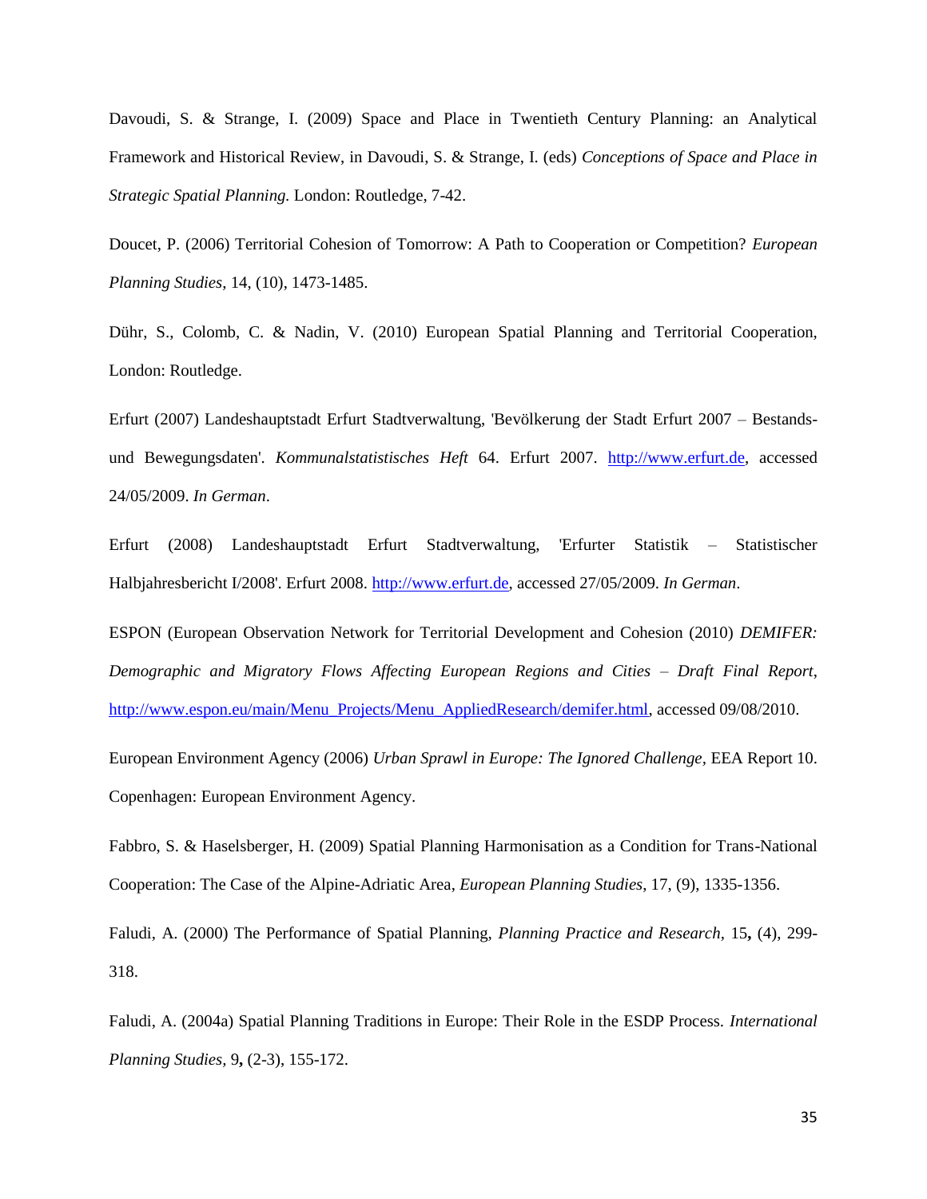Davoudi, S. & Strange, I. (2009) Space and Place in Twentieth Century Planning: an Analytical Framework and Historical Review, in Davoudi, S. & Strange, I. (eds) *Conceptions of Space and Place in Strategic Spatial Planning.* London: Routledge, 7-42.

Doucet, P. (2006) Territorial Cohesion of Tomorrow: A Path to Cooperation or Competition? *European Planning Studies*, 14, (10), 1473-1485.

Dühr, S., Colomb, C. & Nadin, V. (2010) European Spatial Planning and Territorial Cooperation, London: Routledge.

Erfurt (2007) Landeshauptstadt Erfurt Stadtverwaltung, 'Bevölkerung der Stadt Erfurt 2007 – Bestands- und Bewegungsdaten'. *Kommunalstatistisches Heft* 64. Erfurt 2007. http://www.erfurt.de, accessed 24/05/2009. *In German*.

Erfurt (2008) Landeshauptstadt Erfurt Stadtverwaltung, 'Erfurter Statistik – Statistischer Halbjahresbericht I/2008'. Erfurt 2008. http://www.erfurt.de, accessed 27/05/2009. *In German*.

ESPON (European Observation Network for Territorial Development and Cohesion (2010) *DEMIFER: Demographic and Migratory Flows Affecting European Regions and Cities – Draft Final Report*, http://www.espon.eu/main/Menu_Projects/Menu_AppliedResearch/demifer.html, accessed 09/08/2010.

European Environment Agency (2006) *Urban Sprawl in Europe: The Ignored Challenge*, EEA Report 10. Copenhagen: European Environment Agency.

Fabbro, S. & Haselsberger, H. (2009) Spatial Planning Harmonisation as a Condition for Trans-National Cooperation: The Case of the Alpine-Adriatic Area, *European Planning Studies*, 17, (9), 1335-1356.

Faludi, A. (2000) The Performance of Spatial Planning, *Planning Practice and Research,* 15**,** (4), 299-318.

Faludi, A. (2004a) Spatial Planning Traditions in Europe: Their Role in the ESDP Process. *International Planning Studies*, 9**,** (2-3), 155-172.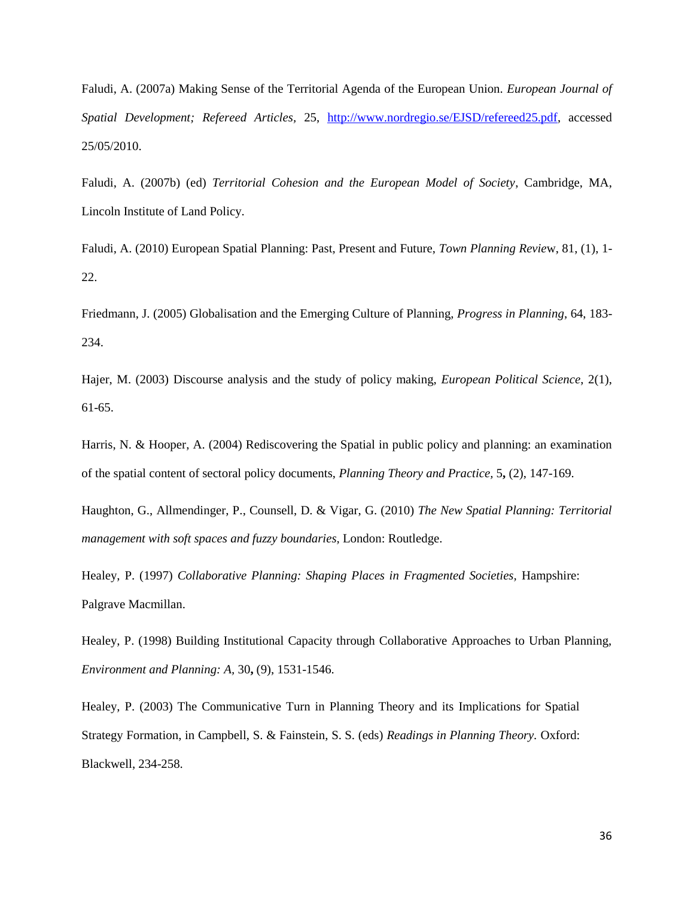Faludi, A. (2007a) Making Sense of the Territorial Agenda of the European Union. *European Journal of Spatial Development; Refereed Articles*, 25, http://www.nordregio.se/EJSD/refereed25.pdf, accessed 25/05/2010.

Faludi, A. (2007b) (ed) *Territorial Cohesion and the European Model of Society*, Cambridge, MA, Lincoln Institute of Land Policy.

Faludi, A. (2010) European Spatial Planning: Past, Present and Future, *Town Planning Review*, 81, (1), 1-22.

Friedmann, J. (2005) Globalisation and the Emerging Culture of Planning, *Progress in Planning*, 64, 183-234.

Hajer, M. (2003) Discourse analysis and the study of policy making, *European Political Science*, 2(1), 61-65.

Harris, N. & Hooper, A. (2004) Rediscovering the Spatial in public policy and planning: an examination of the spatial content of sectoral policy documents, *Planning Theory and Practice,* 5**,** (2), 147-169.

Haughton, G., Allmendinger, P., Counsell, D. & Vigar, G. (2010) *The New Spatial Planning: Territorial management with soft spaces and fuzzy boundaries*, London: Routledge.

Healey, P. (1997) *Collaborative Planning: Shaping Places in Fragmented Societies,* Hampshire: Palgrave Macmillan.

Healey, P. (1998) Building Institutional Capacity through Collaborative Approaches to Urban Planning, *Environment and Planning: A*, 30**,** (9), 1531-1546.

Healey, P. (2003) The Communicative Turn in Planning Theory and its Implications for Spatial Strategy Formation, in Campbell, S. & Fainstein, S. S. (eds) *Readings in Planning Theory*. Oxford: Blackwell, 234-258.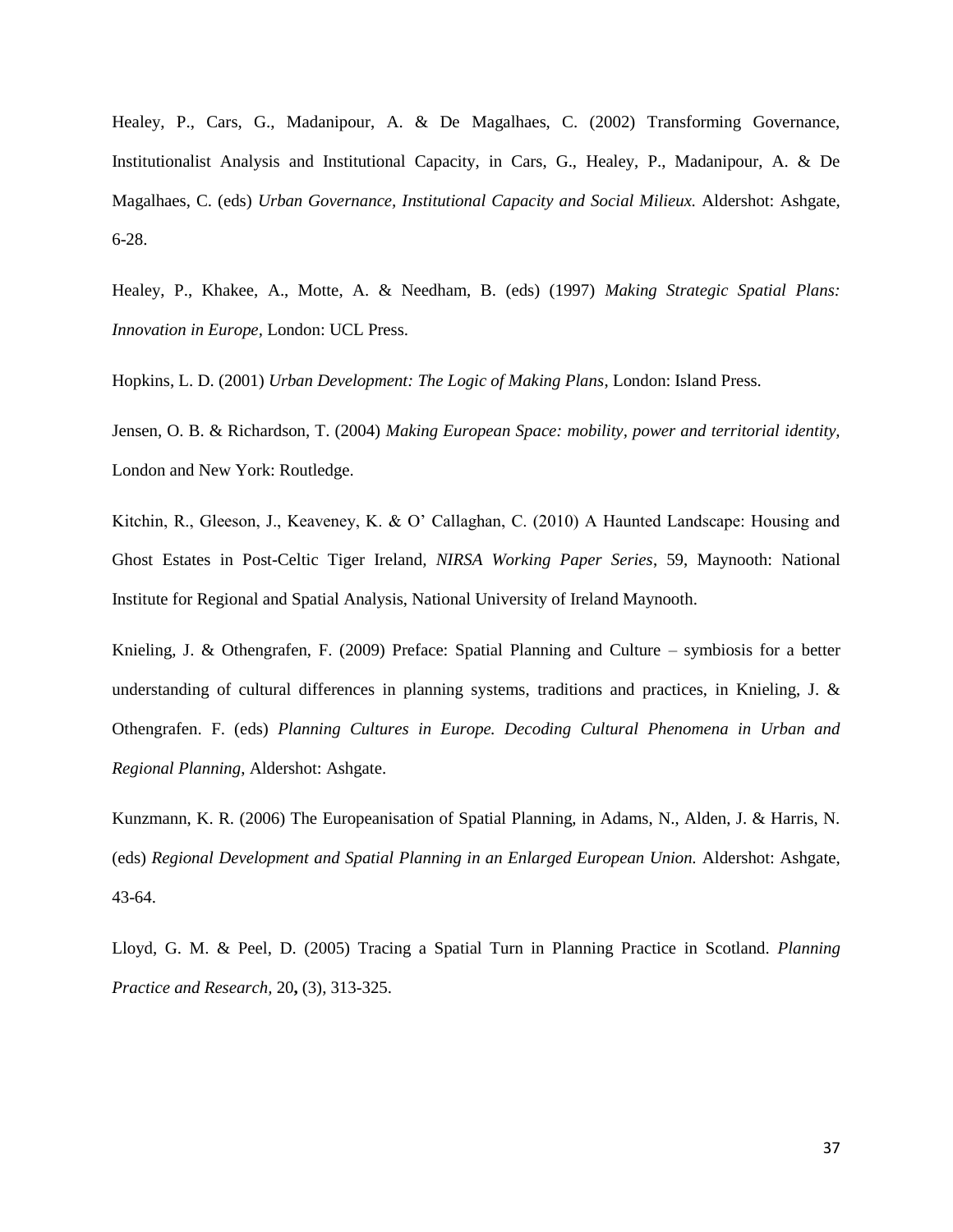Healey, P., Cars, G., Madanipour, A. & De Magalhaes, C. (2002) Transforming Governance, Institutionalist Analysis and Institutional Capacity, in Cars, G., Healey, P., Madanipour, A. & De Magalhaes, C. (eds) *Urban Governance, Institutional Capacity and Social Milieux.* Aldershot: Ashgate, 6-28.

Healey, P., Khakee, A., Motte, A. & Needham, B. (eds) (1997) *Making Strategic Spatial Plans: Innovation in Europe,* London: UCL Press.

Hopkins, L. D. (2001) *Urban Development: The Logic of Making Plans*, London: Island Press.

Jensen, O. B. & Richardson, T. (2004) *Making European Space: mobility, power and territorial identity,* London and New York: Routledge.

Kitchin, R., Gleeson, J., Keaveney, K. & O' Callaghan, C. (2010) A Haunted Landscape: Housing and Ghost Estates in Post-Celtic Tiger Ireland, *NIRSA Working Paper Series*, 59, Maynooth: National Institute for Regional and Spatial Analysis, National University of Ireland Maynooth.

Knieling, J. & Othengrafen, F. (2009) Preface: Spatial Planning and Culture – symbiosis for a better understanding of cultural differences in planning systems, traditions and practices, in Knieling, J. & Othengrafen. F. (eds) *Planning Cultures in Europe. Decoding Cultural Phenomena in Urban and Regional Planning,* Aldershot: Ashgate.

Kunzmann, K. R. (2006) The Europeanisation of Spatial Planning, in Adams, N., Alden, J. & Harris, N. (eds) *Regional Development and Spatial Planning in an Enlarged European Union.* Aldershot: Ashgate, 43-64.

Lloyd, G. M. & Peel, D. (2005) Tracing a Spatial Turn in Planning Practice in Scotland. *Planning Practice and Research,* 20**,** (3), 313-325.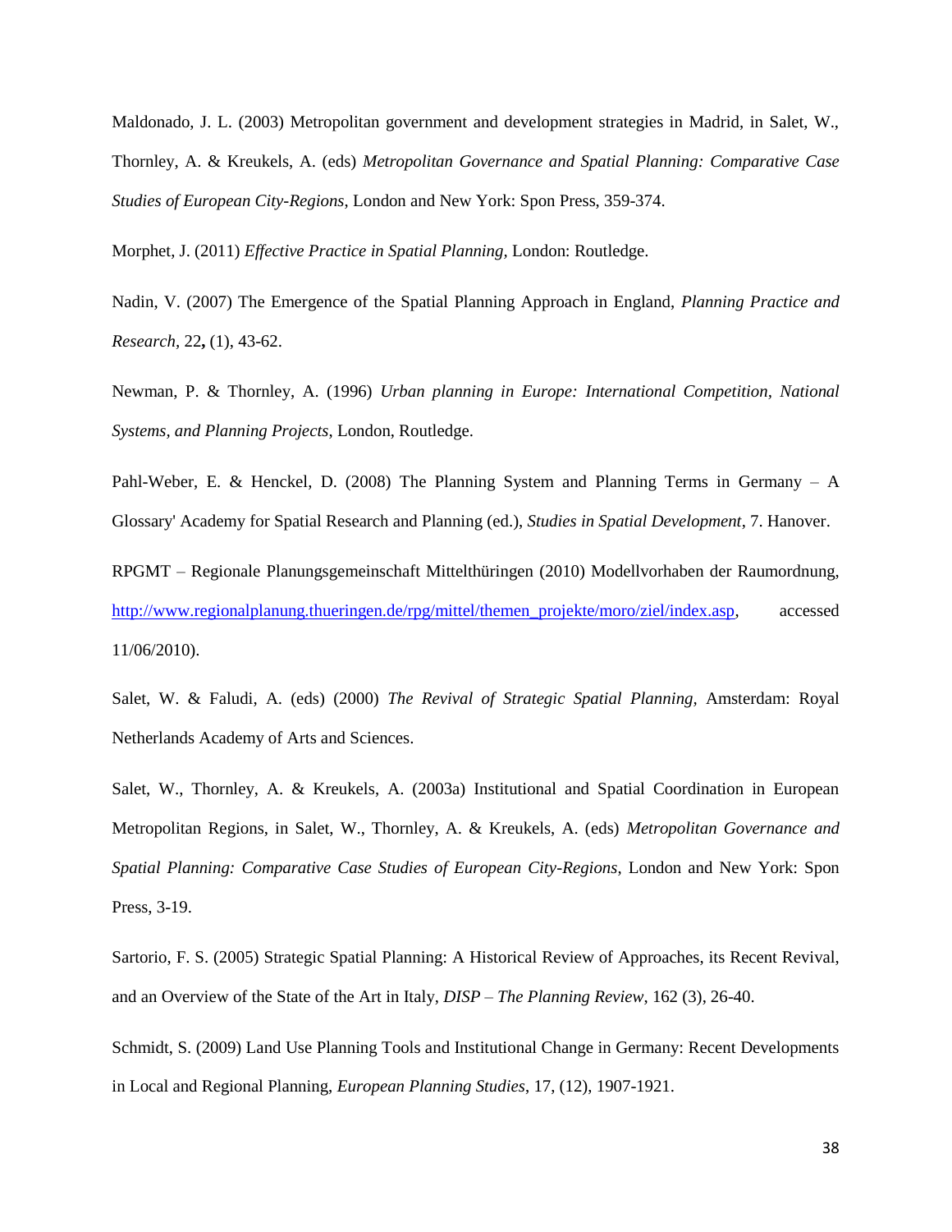Maldonado, J. L. (2003) Metropolitan government and development strategies in Madrid, in Salet, W., Thornley, A. & Kreukels, A. (eds) *Metropolitan Governance and Spatial Planning: Comparative Case Studies of European City-Regions*, London and New York: Spon Press, 359-374.

Morphet, J. (2011) *Effective Practice in Spatial Planning*, London: Routledge.

Nadin, V. (2007) The Emergence of the Spatial Planning Approach in England, *Planning Practice and Research,* 22**,** (1), 43-62.

Newman, P. & Thornley, A. (1996) *Urban planning in Europe: International Competition, National Systems, and Planning Projects*, London, Routledge.

Pahl-Weber, E. & Henckel, D. (2008) The Planning System and Planning Terms in Germany – A Glossary' Academy for Spatial Research and Planning (ed.), *Studies in Spatial Development*, 7. Hanover.

RPGMT – Regionale Planungsgemeinschaft Mittelthüringen (2010) Modellvorhaben der Raumordnung, http://www.regionalplanung.thueringen.de/rpg/mittel/themen_projekte/moro/ziel/index.asp, accessed 11/06/2010).

Salet, W. & Faludi, A. (eds) (2000) *The Revival of Strategic Spatial Planning*, Amsterdam: Royal Netherlands Academy of Arts and Sciences.

Salet, W., Thornley, A. & Kreukels, A. (2003a) Institutional and Spatial Coordination in European Metropolitan Regions, in Salet, W., Thornley, A. & Kreukels, A. (eds) *Metropolitan Governance and Spatial Planning: Comparative Case Studies of European City-Regions*, London and New York: Spon Press, 3-19.

Sartorio, F. S. (2005) Strategic Spatial Planning: A Historical Review of Approaches, its Recent Revival, and an Overview of the State of the Art in Italy, *DISP – The Planning Review*, 162 (3), 26-40.

Schmidt, S. (2009) Land Use Planning Tools and Institutional Change in Germany: Recent Developments in Local and Regional Planning, *European Planning Studies*, 17, (12), 1907-1921.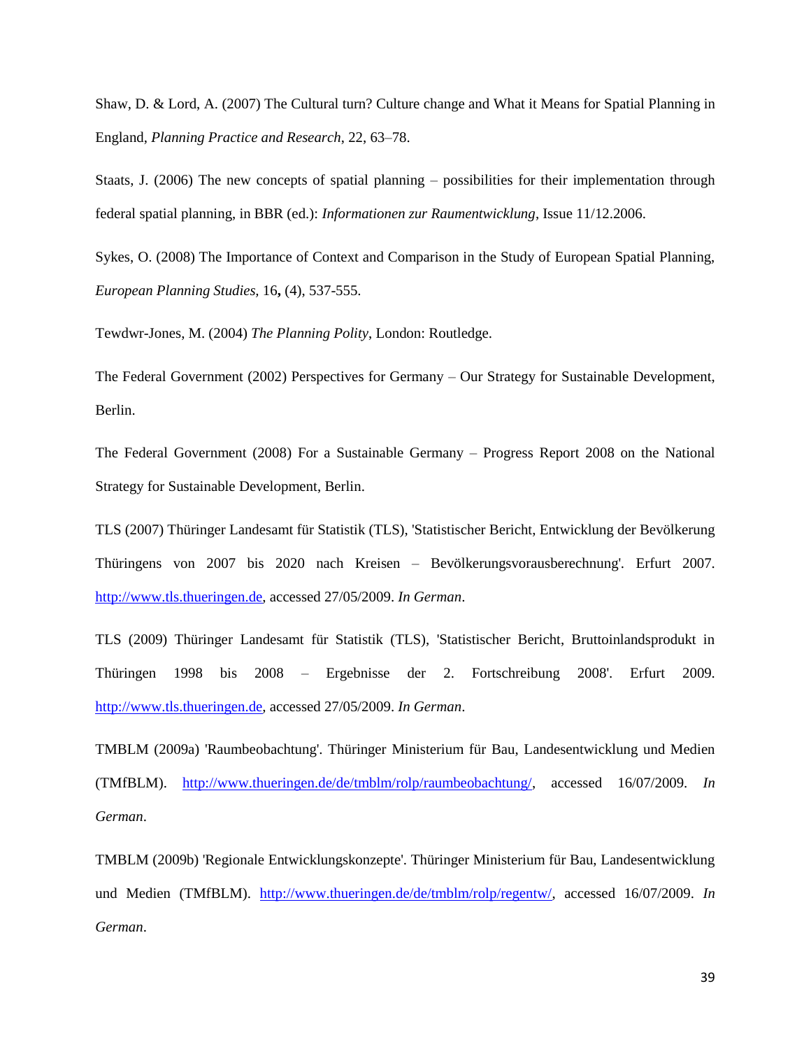Shaw, D. & Lord, A. (2007) The Cultural turn? Culture change and What it Means for Spatial Planning in England, *Planning Practice and Research*, 22, 63–78.

Staats, J. (2006) The new concepts of spatial planning – possibilities for their implementation through federal spatial planning, in BBR (ed.): *Informationen zur Raumentwicklung*, Issue 11/12.2006.

Sykes, O. (2008) The Importance of Context and Comparison in the Study of European Spatial Planning, *European Planning Studies,* 16**,** (4), 537-555.

Tewdwr-Jones, M. (2004) *The Planning Polity*, London: Routledge.

The Federal Government (2002) Perspectives for Germany – Our Strategy for Sustainable Development, Berlin.

The Federal Government (2008) For a Sustainable Germany – Progress Report 2008 on the National Strategy for Sustainable Development, Berlin.

TLS (2007) Thüringer Landesamt für Statistik (TLS), 'Statistischer Bericht, Entwicklung der Bevölkerung Thüringens von 2007 bis 2020 nach Kreisen – Bevölkerungsvorausberechnung'. Erfurt 2007. http://www.tls.thueringen.de, accessed 27/05/2009. *In German*.

TLS (2009) Thüringer Landesamt für Statistik (TLS), 'Statistischer Bericht, Bruttoinlandsprodukt in Thüringen 1998 bis 2008 – Ergebnisse der 2. Fortschreibung 2008'. Erfurt 2009. http://www.tls.thueringen.de, accessed 27/05/2009. *In German*.

TMBLM (2009a) 'Raumbeobachtung'. Thüringer Ministerium für Bau, Landesentwicklung und Medien (TMfBLM). http://www.thueringen.de/de/tmblm/rolp/raumbeobachtung/, accessed 16/07/2009. *In German*.

TMBLM (2009b) 'Regionale Entwicklungskonzepte'. Thüringer Ministerium für Bau, Landesentwicklung und Medien (TMfBLM). http://www.thueringen.de/de/tmblm/rolp/regentw/, accessed 16/07/2009. *In German*.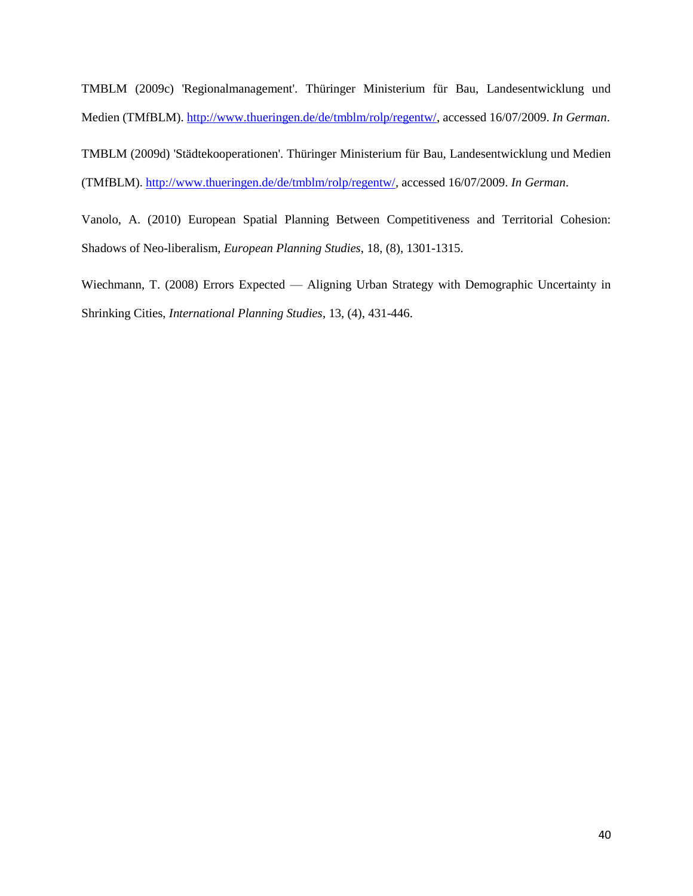TMBLM (2009c) 'Regionalmanagement'. Thüringer Ministerium für Bau, Landesentwicklung und Medien (TMfBLM). http://www.thueringen.de/de/tmblm/rolp/regentw/, accessed 16/07/2009. *In German*.

TMBLM (2009d) 'Städtekooperationen'. Thüringer Ministerium für Bau, Landesentwicklung und Medien (TMfBLM). http://www.thueringen.de/de/tmblm/rolp/regentw/, accessed 16/07/2009. *In German*.

Vanolo, A. (2010) European Spatial Planning Between Competitiveness and Territorial Cohesion: Shadows of Neo-liberalism, *European Planning Studies*, 18, (8), 1301-1315.

Wiechmann, T. (2008) Errors Expected — Aligning Urban Strategy with Demographic Uncertainty in Shrinking Cities, *International Planning Studies*, 13, (4), 431-446.